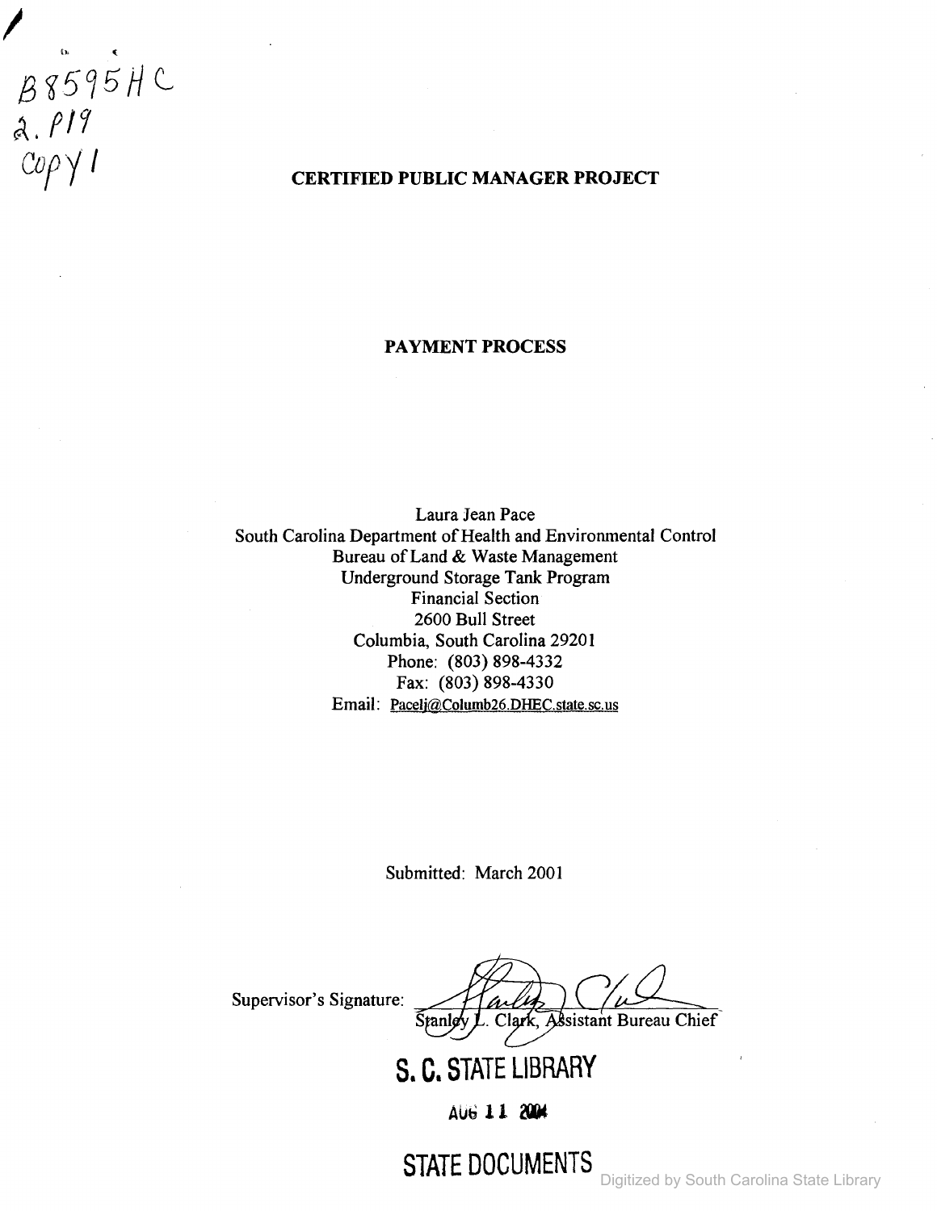B8595HC
2.P19
Copy 1

# CERTIFIED PUBLIC MANAGER PROJECT

## PAYMENT PROCESS

Laura Jean Pace
South Carolina Department of Health and Environmental Control
Bureau of Land & Waste Management
Underground Storage Tank Program
Financial Section
2600 Bull Street
Columbia, South Carolina 29201
Phone: (803) 898-4332
Fax: (803) 898-4330
Email: Pacelj@Columb26.DHEC.state.sc.us

Submitted: March 2001

Supervisor's Signature: Stanley L. Clark, Assistant Bureau Chief

S. C. STATE LIBRARY
AUG 11 2004
STATE DOCUMENTS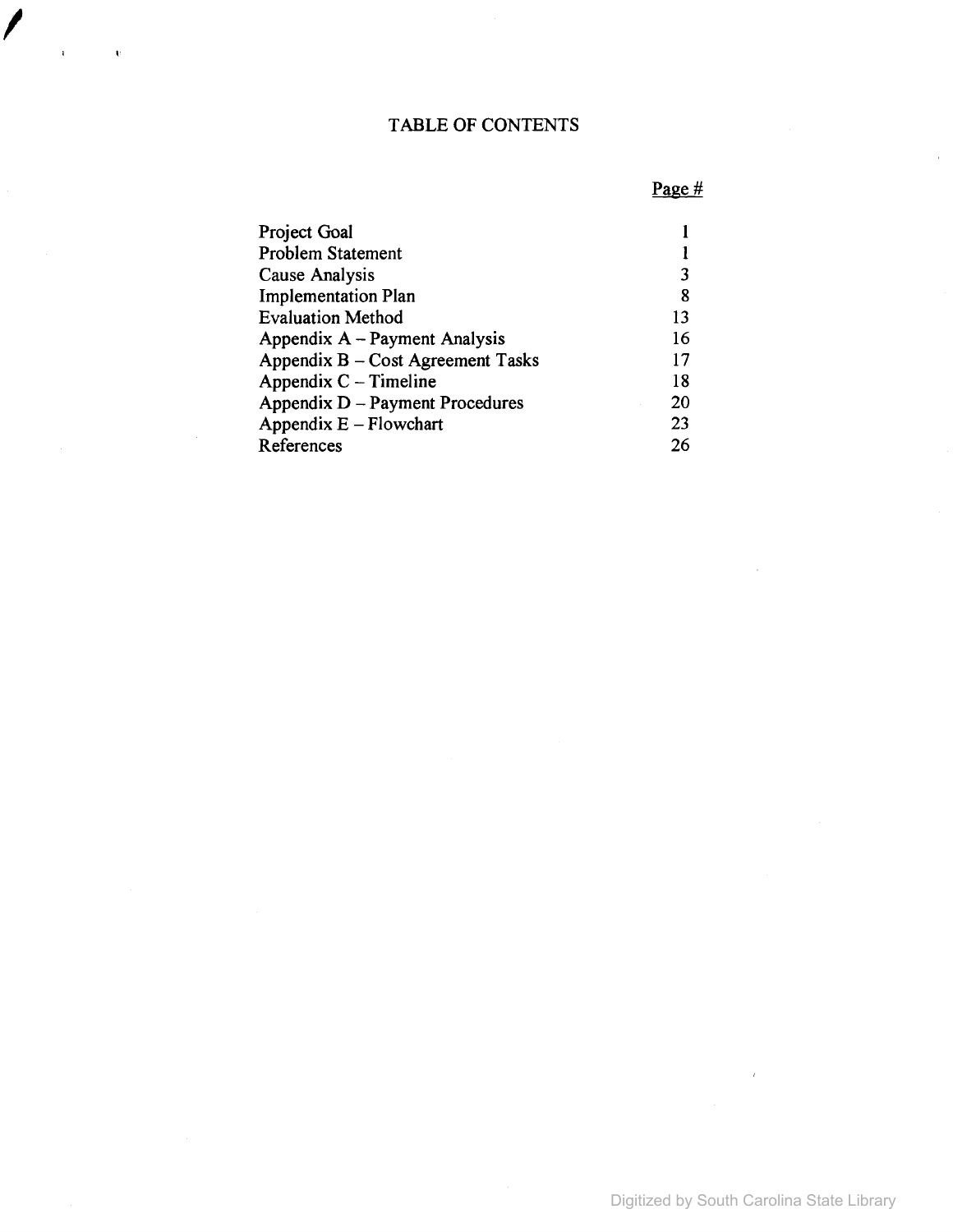# TABLE OF CONTENTS

| | Page # |
|---|---|
| Project Goal | 1 |
| Problem Statement | 1 |
| Cause Analysis | 3 |
| Implementation Plan | 8 |
| Evaluation Method | 13 |
| Appendix A – Payment Analysis | 16 |
| Appendix B – Cost Agreement Tasks | 17 |
| Appendix C – Timeline | 18 |
| Appendix D – Payment Procedures | 20 |
| Appendix E – Flowchart | 23 |
| References | 26 |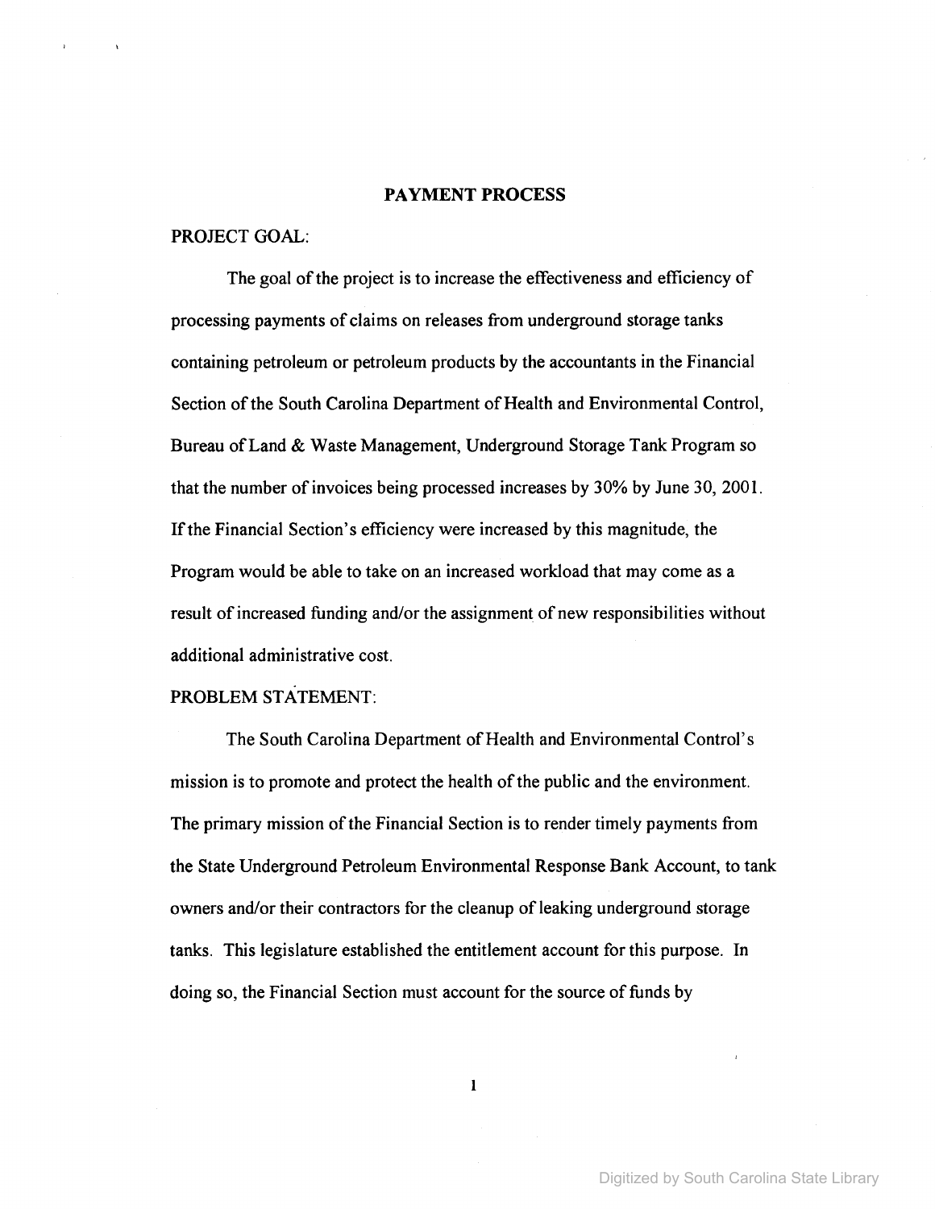## PAYMENT PROCESS

PROJECT GOAL:

The goal of the project is to increase the effectiveness and efficiency of processing payments of claims on releases from underground storage tanks containing petroleum or petroleum products by the accountants in the Financial Section of the South Carolina Department of Health and Environmental Control, Bureau of Land & Waste Management, Underground Storage Tank Program so that the number of invoices being processed increases by 30% by June 30, 2001. If the Financial Section's efficiency were increased by this magnitude, the Program would be able to take on an increased workload that may come as a result of increased funding and/or the assignment of new responsibilities without additional administrative cost.

PROBLEM STATEMENT:

The South Carolina Department of Health and Environmental Control's mission is to promote and protect the health of the public and the environment. The primary mission of the Financial Section is to render timely payments from the State Underground Petroleum Environmental Response Bank Account, to tank owners and/or their contractors for the cleanup of leaking underground storage tanks. This legislature established the entitlement account for this purpose. In doing so, the Financial Section must account for the source of funds by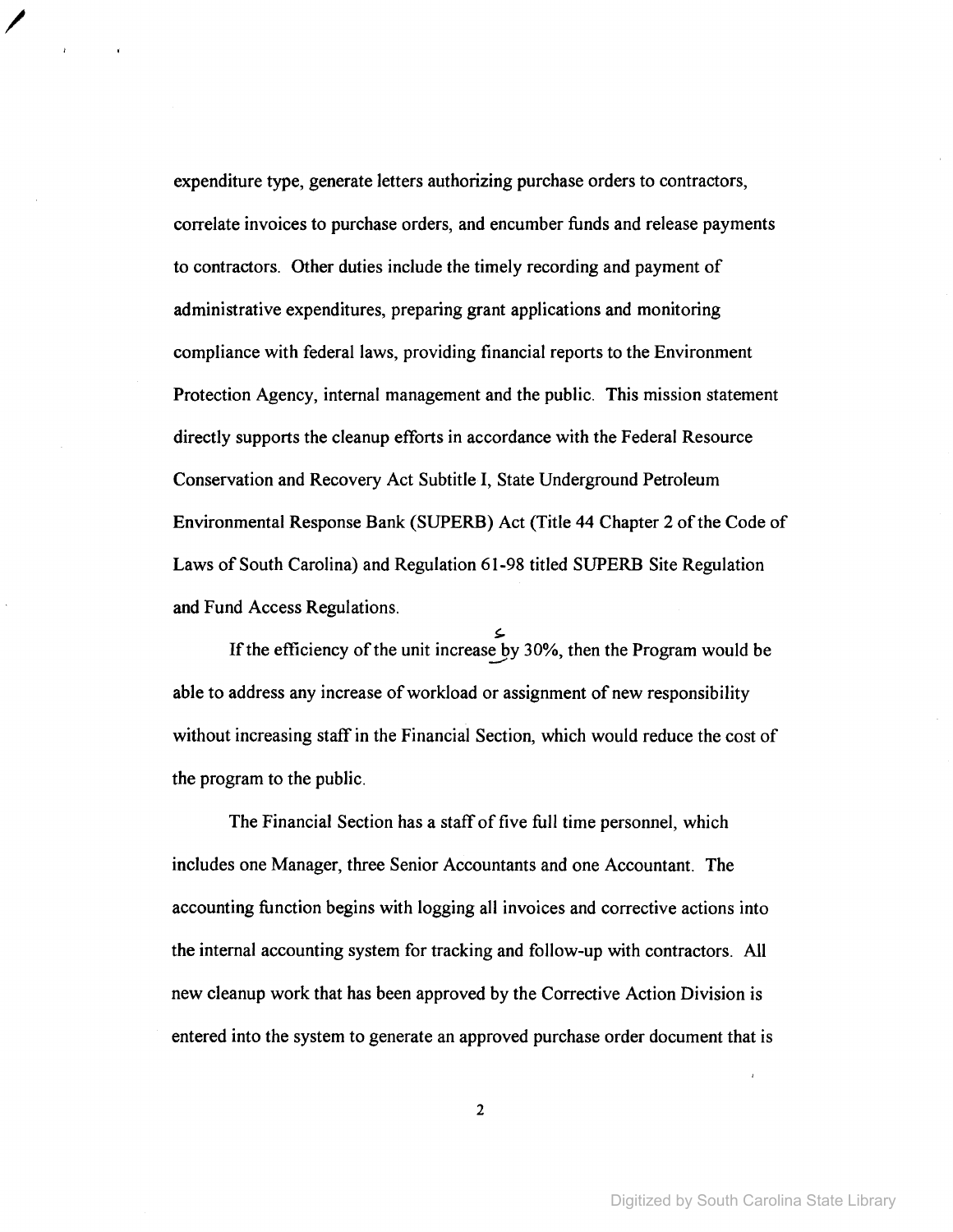expenditure type, generate letters authorizing purchase orders to contractors, correlate invoices to purchase orders, and encumber funds and release payments to contractors. Other duties include the timely recording and payment of administrative expenditures, preparing grant applications and monitoring compliance with federal laws, providing financial reports to the Environment Protection Agency, internal management and the public. This mission statement directly supports the cleanup efforts in accordance with the Federal Resource Conservation and Recovery Act Subtitle I, State Underground Petroleum Environmental Response Bank (SUPERB) Act (Title 44 Chapter 2 of the Code of Laws of South Carolina) and Regulation 61-98 titled SUPERB Site Regulation and Fund Access Regulations.

If the efficiency of the unit increases by 30%, then the Program would be able to address any increase of workload or assignment of new responsibility without increasing staff in the Financial Section, which would reduce the cost of the program to the public.

The Financial Section has a staff of five full time personnel, which includes one Manager, three Senior Accountants and one Accountant. The accounting function begins with logging all invoices and corrective actions into the internal accounting system for tracking and follow-up with contractors. All new cleanup work that has been approved by the Corrective Action Division is entered into the system to generate an approved purchase order document that is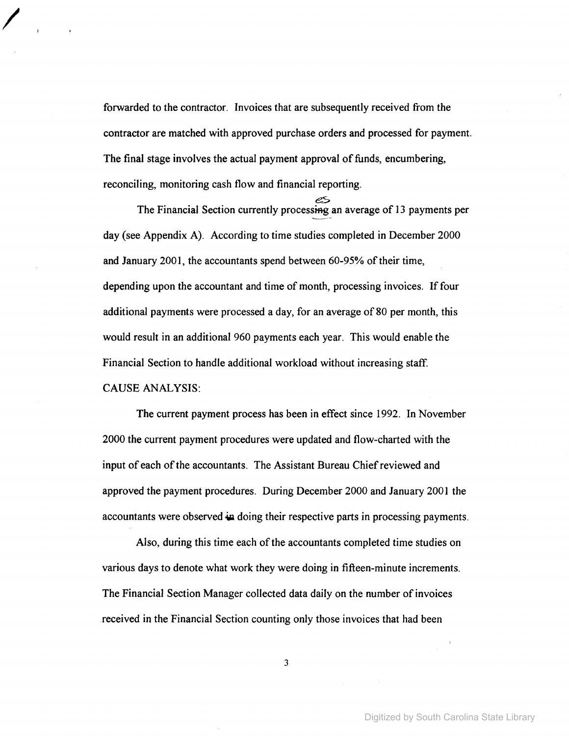forwarded to the contractor. Invoices that are subsequently received from the contractor are matched with approved purchase orders and processed for payment. The final stage involves the actual payment approval of funds, encumbering, reconciling, monitoring cash flow and financial reporting.

The Financial Section currently processes an average of 13 payments per day (see Appendix A). According to time studies completed in December 2000 and January 2001, the accountants spend between 60-95% of their time, depending upon the accountant and time of month, processing invoices. If four additional payments were processed a day, for an average of 80 per month, this would result in an additional 960 payments each year. This would enable the Financial Section to handle additional workload without increasing staff.

CAUSE ANALYSIS:

The current payment process has been in effect since 1992. In November 2000 the current payment procedures were updated and flow-charted with the input of each of the accountants. The Assistant Bureau Chief reviewed and approved the payment procedures. During December 2000 and January 2001 the accountants were observed doing their respective parts in processing payments.

Also, during this time each of the accountants completed time studies on various days to denote what work they were doing in fifteen-minute increments. The Financial Section Manager collected data daily on the number of invoices received in the Financial Section counting only those invoices that had been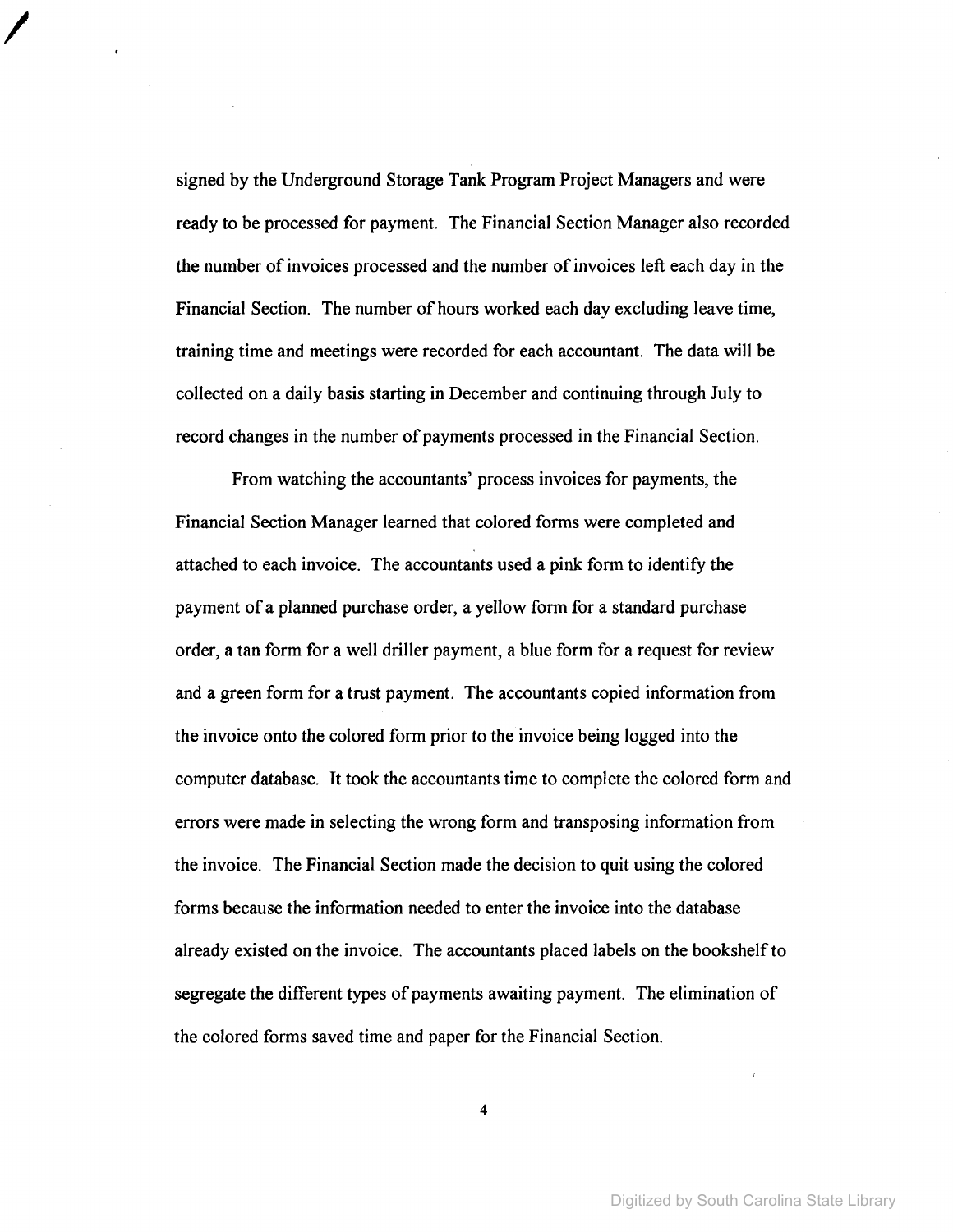signed by the Underground Storage Tank Program Project Managers and were ready to be processed for payment. The Financial Section Manager also recorded the number of invoices processed and the number of invoices left each day in the Financial Section. The number of hours worked each day excluding leave time, training time and meetings were recorded for each accountant. The data will be collected on a daily basis starting in December and continuing through July to record changes in the number of payments processed in the Financial Section.

From watching the accountants' process invoices for payments, the Financial Section Manager learned that colored forms were completed and attached to each invoice. The accountants used a pink form to identify the payment of a planned purchase order, a yellow form for a standard purchase order, a tan form for a well driller payment, a blue form for a request for review and a green form for a trust payment. The accountants copied information from the invoice onto the colored form prior to the invoice being logged into the computer database. It took the accountants time to complete the colored form and errors were made in selecting the wrong form and transposing information from the invoice. The Financial Section made the decision to quit using the colored forms because the information needed to enter the invoice into the database already existed on the invoice. The accountants placed labels on the bookshelf to segregate the different types of payments awaiting payment. The elimination of the colored forms saved time and paper for the Financial Section.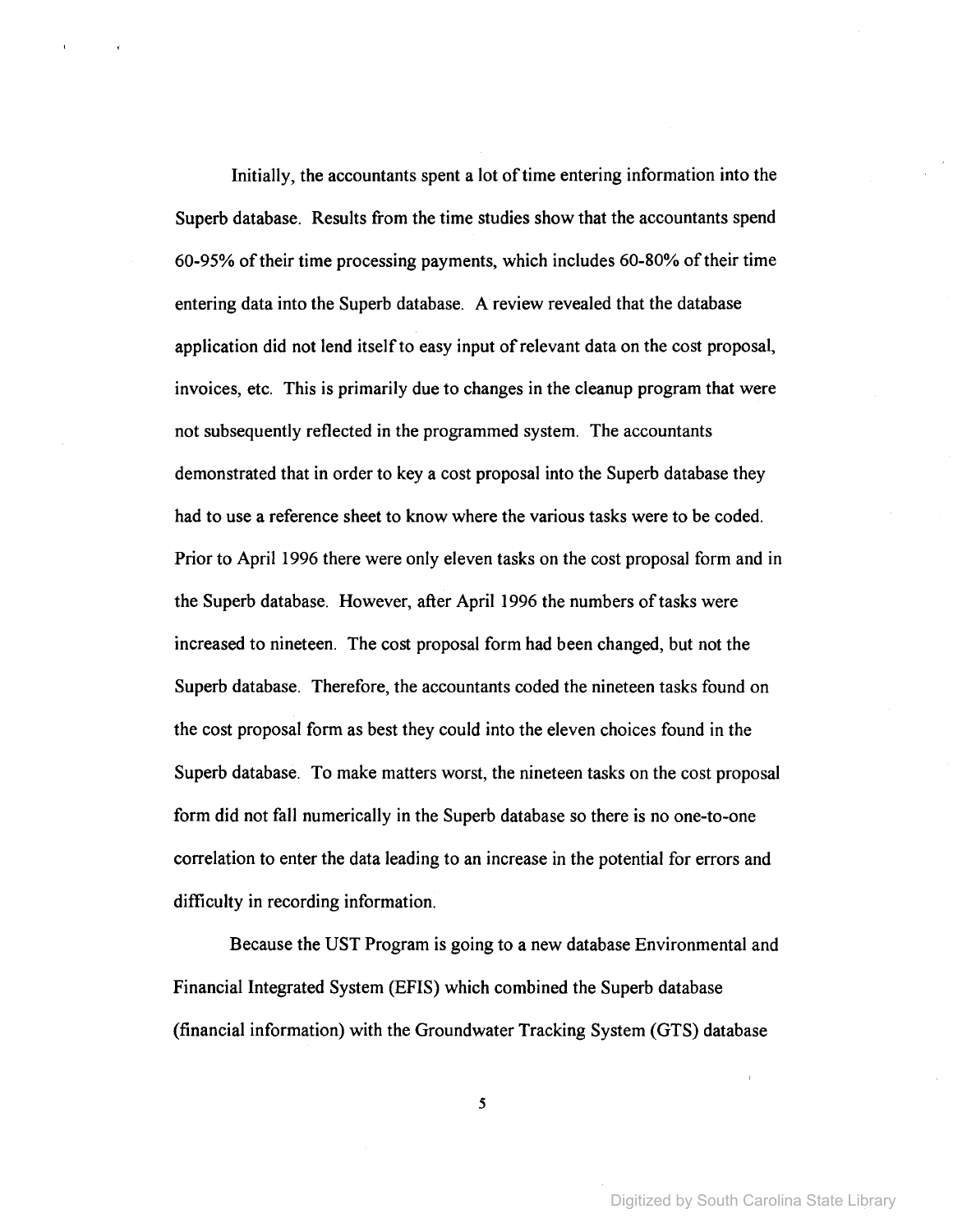Initially, the accountants spent a lot of time entering information into the Superb database. Results from the time studies show that the accountants spend 60-95% of their time processing payments, which includes 60-80% of their time entering data into the Superb database. A review revealed that the database application did not lend itself to easy input of relevant data on the cost proposal, invoices, etc. This is primarily due to changes in the cleanup program that were not subsequently reflected in the programmed system. The accountants demonstrated that in order to key a cost proposal into the Superb database they had to use a reference sheet to know where the various tasks were to be coded. Prior to April 1996 there were only eleven tasks on the cost proposal form and in the Superb database. However, after April 1996 the numbers of tasks were increased to nineteen. The cost proposal form had been changed, but not the Superb database. Therefore, the accountants coded the nineteen tasks found on the cost proposal form as best they could into the eleven choices found in the Superb database. To make matters worst, the nineteen tasks on the cost proposal form did not fall numerically in the Superb database so there is no one-to-one correlation to enter the data leading to an increase in the potential for errors and difficulty in recording information.

Because the UST Program is going to a new database Environmental and Financial Integrated System (EFIS) which combined the Superb database (financial information) with the Groundwater Tracking System (GTS) database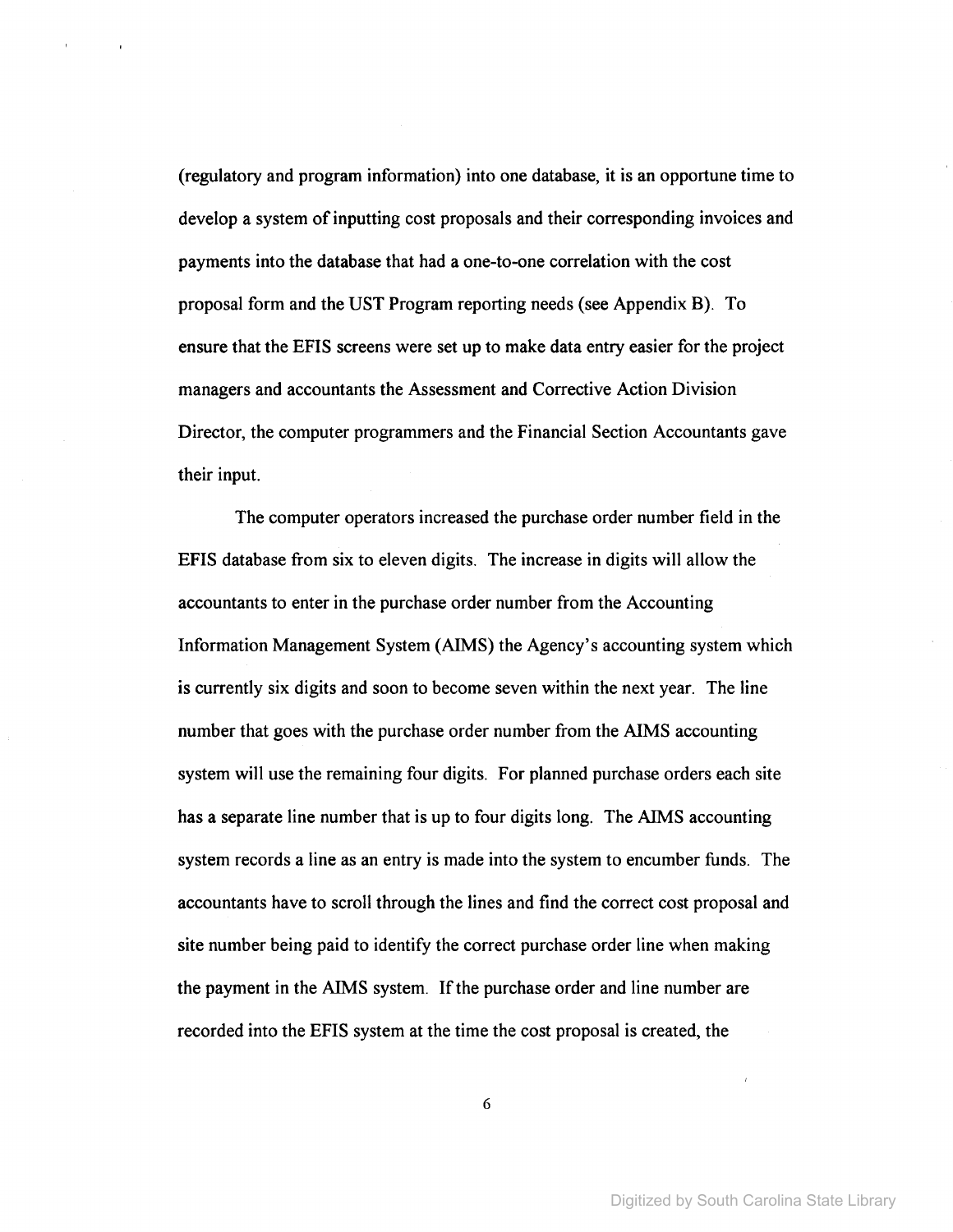(regulatory and program information) into one database, it is an opportune time to develop a system of inputting cost proposals and their corresponding invoices and payments into the database that had a one-to-one correlation with the cost proposal form and the UST Program reporting needs (see Appendix B). To ensure that the EFIS screens were set up to make data entry easier for the project managers and accountants the Assessment and Corrective Action Division Director, the computer programmers and the Financial Section Accountants gave their input.

The computer operators increased the purchase order number field in the EFIS database from six to eleven digits. The increase in digits will allow the accountants to enter in the purchase order number from the Accounting Information Management System (AIMS) the Agency's accounting system which is currently six digits and soon to become seven within the next year. The line number that goes with the purchase order number from the AIMS accounting system will use the remaining four digits. For planned purchase orders each site has a separate line number that is up to four digits long. The AIMS accounting system records a line as an entry is made into the system to encumber funds. The accountants have to scroll through the lines and find the correct cost proposal and site number being paid to identify the correct purchase order line when making the payment in the AIMS system. If the purchase order and line number are recorded into the EFIS system at the time the cost proposal is created, the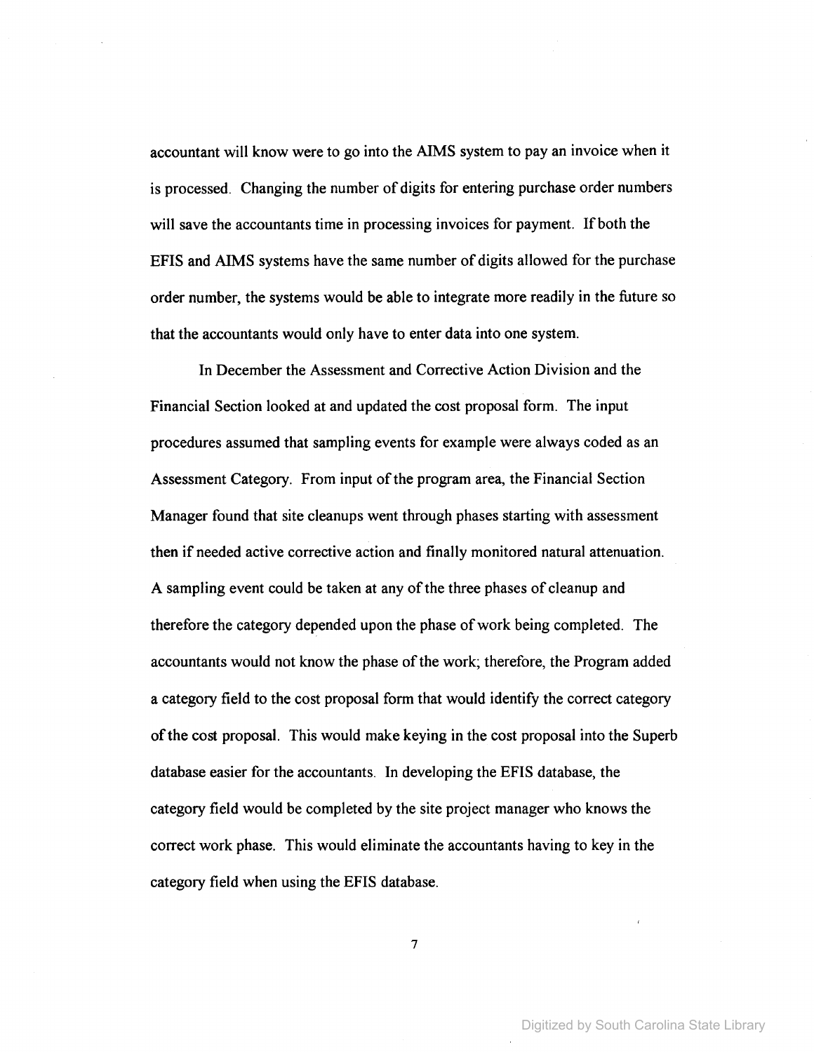accountant will know were to go into the AIMS system to pay an invoice when it is processed. Changing the number of digits for entering purchase order numbers will save the accountants time in processing invoices for payment. If both the EFIS and AIMS systems have the same number of digits allowed for the purchase order number, the systems would be able to integrate more readily in the future so that the accountants would only have to enter data into one system.

In December the Assessment and Corrective Action Division and the Financial Section looked at and updated the cost proposal form. The input procedures assumed that sampling events for example were always coded as an Assessment Category. From input of the program area, the Financial Section Manager found that site cleanups went through phases starting with assessment then if needed active corrective action and finally monitored natural attenuation. A sampling event could be taken at any of the three phases of cleanup and therefore the category depended upon the phase of work being completed. The accountants would not know the phase of the work; therefore, the Program added a category field to the cost proposal form that would identify the correct category of the cost proposal. This would make keying in the cost proposal into the Superb database easier for the accountants. In developing the EFIS database, the category field would be completed by the site project manager who knows the correct work phase. This would eliminate the accountants having to key in the category field when using the EFIS database.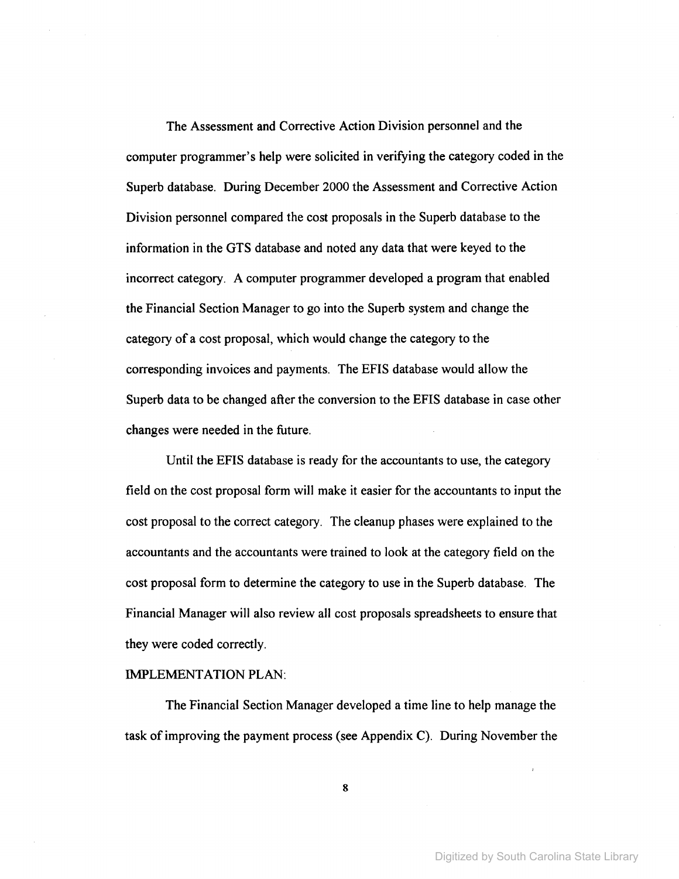The Assessment and Corrective Action Division personnel and the computer programmer's help were solicited in verifying the category coded in the Superb database. During December 2000 the Assessment and Corrective Action Division personnel compared the cost proposals in the Superb database to the information in the GTS database and noted any data that were keyed to the incorrect category. A computer programmer developed a program that enabled the Financial Section Manager to go into the Superb system and change the category of a cost proposal, which would change the category to the corresponding invoices and payments. The EFIS database would allow the Superb data to be changed after the conversion to the EFIS database in case other changes were needed in the future.

Until the EFIS database is ready for the accountants to use, the category field on the cost proposal form will make it easier for the accountants to input the cost proposal to the correct category. The cleanup phases were explained to the accountants and the accountants were trained to look at the category field on the cost proposal form to determine the category to use in the Superb database. The Financial Manager will also review all cost proposals spreadsheets to ensure that they were coded correctly.

IMPLEMENTATION PLAN:

The Financial Section Manager developed a time line to help manage the task of improving the payment process (see Appendix C). During November the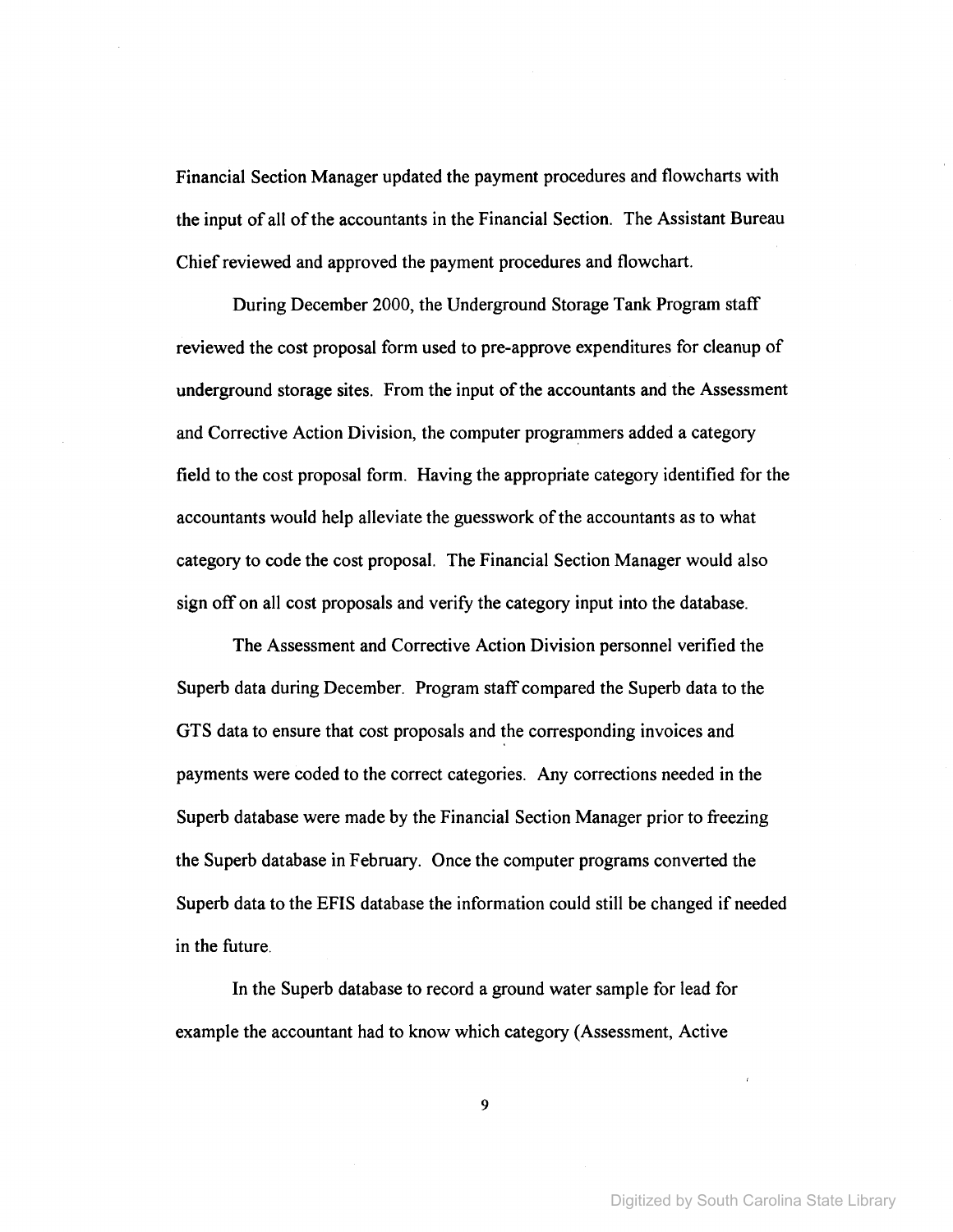Financial Section Manager updated the payment procedures and flowcharts with the input of all of the accountants in the Financial Section. The Assistant Bureau Chief reviewed and approved the payment procedures and flowchart.

During December 2000, the Underground Storage Tank Program staff reviewed the cost proposal form used to pre-approve expenditures for cleanup of underground storage sites. From the input of the accountants and the Assessment and Corrective Action Division, the computer programmers added a category field to the cost proposal form. Having the appropriate category identified for the accountants would help alleviate the guesswork of the accountants as to what category to code the cost proposal. The Financial Section Manager would also sign off on all cost proposals and verify the category input into the database.

The Assessment and Corrective Action Division personnel verified the Superb data during December. Program staff compared the Superb data to the GTS data to ensure that cost proposals and the corresponding invoices and payments were coded to the correct categories. Any corrections needed in the Superb database were made by the Financial Section Manager prior to freezing the Superb database in February. Once the computer programs converted the Superb data to the EFIS database the information could still be changed if needed in the future.

In the Superb database to record a ground water sample for lead for example the accountant had to know which category (Assessment, Active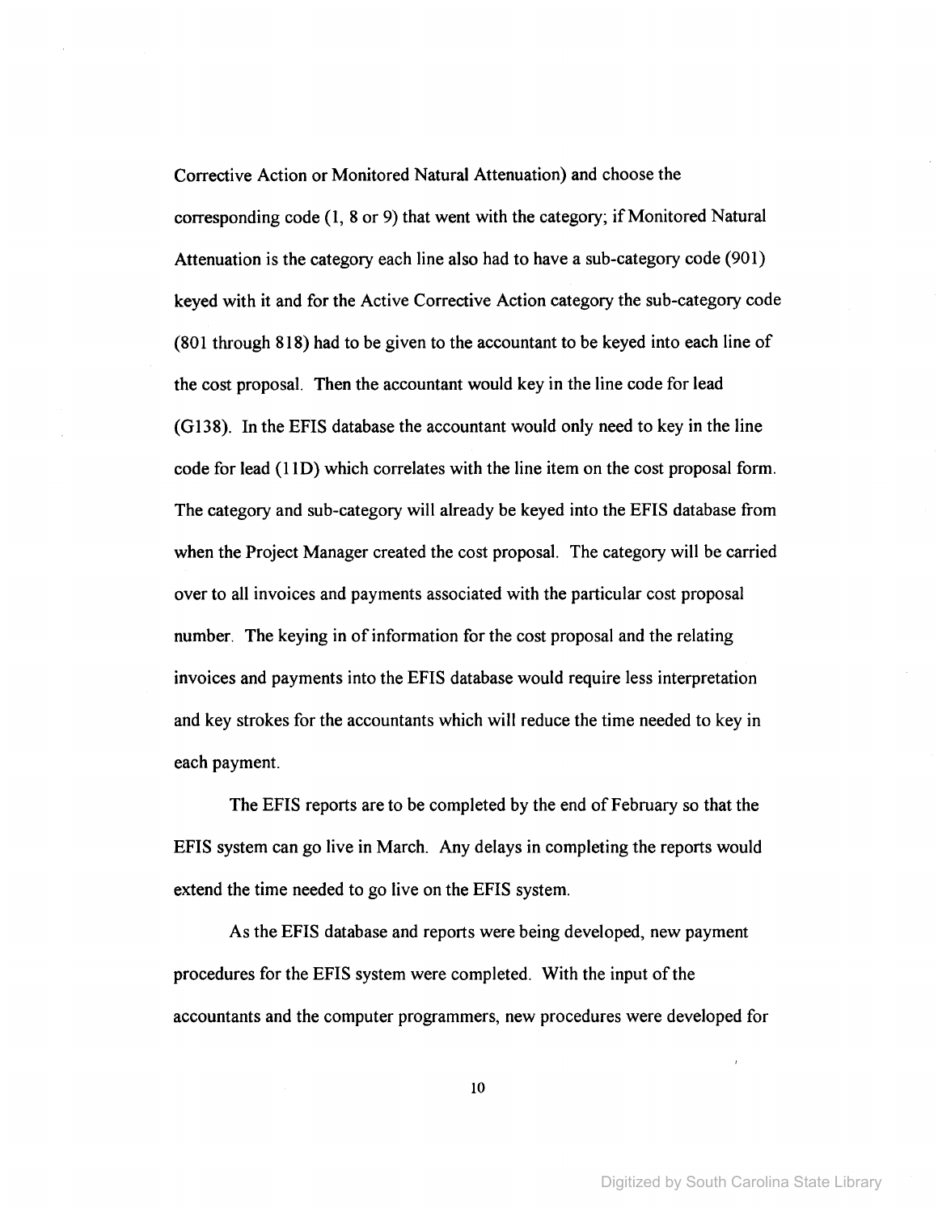Corrective Action or Monitored Natural Attenuation) and choose the corresponding code (1, 8 or 9) that went with the category; if Monitored Natural Attenuation is the category each line also had to have a sub-category code (901) keyed with it and for the Active Corrective Action category the sub-category code (801 through 818) had to be given to the accountant to be keyed into each line of the cost proposal. Then the accountant would key in the line code for lead (G138). In the EFIS database the accountant would only need to key in the line code for lead (11D) which correlates with the line item on the cost proposal form. The category and sub-category will already be keyed into the EFIS database from when the Project Manager created the cost proposal. The category will be carried over to all invoices and payments associated with the particular cost proposal number. The keying in of information for the cost proposal and the relating invoices and payments into the EFIS database would require less interpretation and key strokes for the accountants which will reduce the time needed to key in each payment.

The EFIS reports are to be completed by the end of February so that the EFIS system can go live in March. Any delays in completing the reports would extend the time needed to go live on the EFIS system.

As the EFIS database and reports were being developed, new payment procedures for the EFIS system were completed. With the input of the accountants and the computer programmers, new procedures were developed for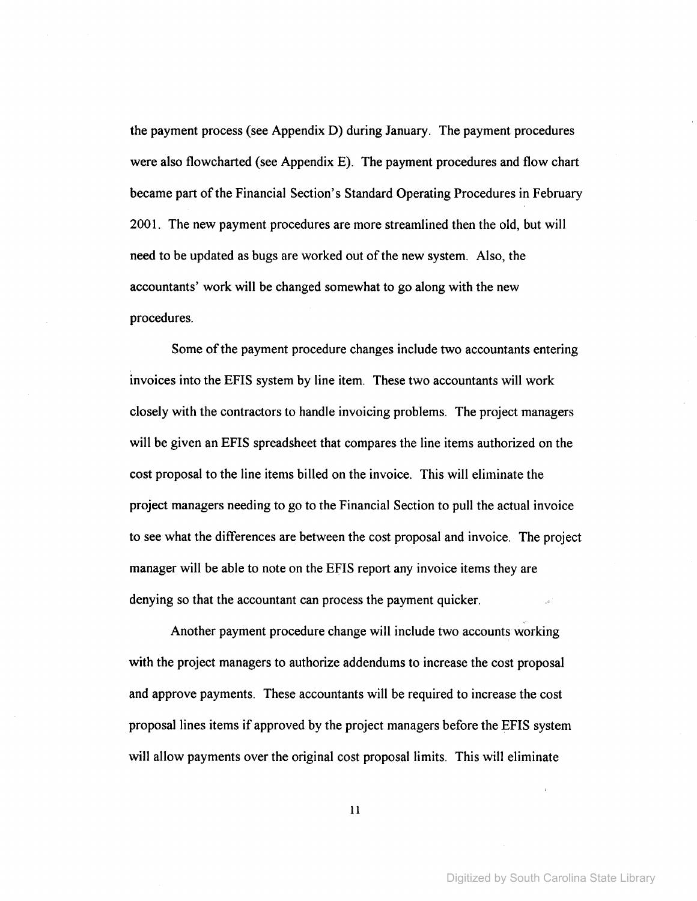the payment process (see Appendix D) during January. The payment procedures were also flowcharted (see Appendix E). The payment procedures and flow chart became part of the Financial Section's Standard Operating Procedures in February 2001. The new payment procedures are more streamlined then the old, but will need to be updated as bugs are worked out of the new system. Also, the accountants' work will be changed somewhat to go along with the new procedures.

Some of the payment procedure changes include two accountants entering invoices into the EFIS system by line item. These two accountants will work closely with the contractors to handle invoicing problems. The project managers will be given an EFIS spreadsheet that compares the line items authorized on the cost proposal to the line items billed on the invoice. This will eliminate the project managers needing to go to the Financial Section to pull the actual invoice to see what the differences are between the cost proposal and invoice. The project manager will be able to note on the EFIS report any invoice items they are denying so that the accountant can process the payment quicker.

Another payment procedure change will include two accounts working with the project managers to authorize addendums to increase the cost proposal and approve payments. These accountants will be required to increase the cost proposal lines items if approved by the project managers before the EFIS system will allow payments over the original cost proposal limits. This will eliminate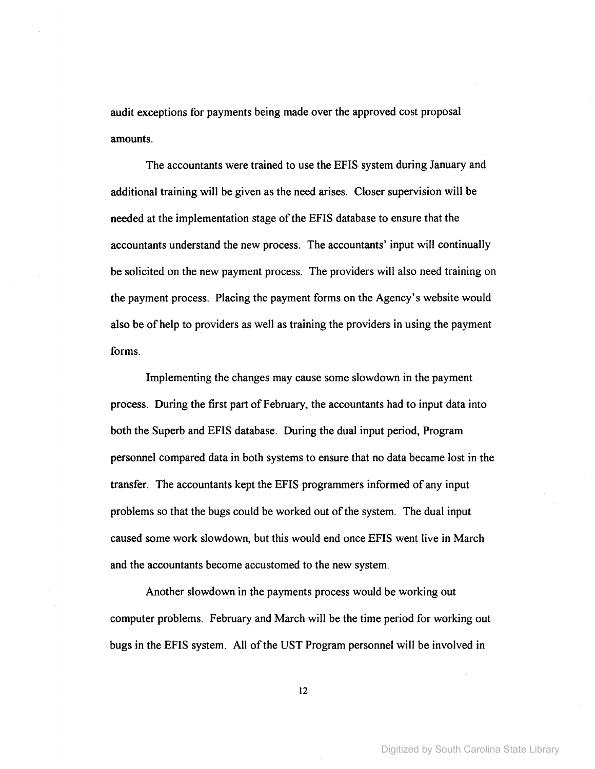audit exceptions for payments being made over the approved cost proposal amounts.

The accountants were trained to use the EFIS system during January and additional training will be given as the need arises. Closer supervision will be needed at the implementation stage of the EFIS database to ensure that the accountants understand the new process. The accountants' input will continually be solicited on the new payment process. The providers will also need training on the payment process. Placing the payment forms on the Agency's website would also be of help to providers as well as training the providers in using the payment forms.

Implementing the changes may cause some slowdown in the payment process. During the first part of February, the accountants had to input data into both the Superb and EFIS database. During the dual input period, Program personnel compared data in both systems to ensure that no data became lost in the transfer. The accountants kept the EFIS programmers informed of any input problems so that the bugs could be worked out of the system. The dual input caused some work slowdown, but this would end once EFIS went live in March and the accountants become accustomed to the new system.

Another slowdown in the payments process would be working out computer problems. February and March will be the time period for working out bugs in the EFIS system. All of the UST Program personnel will be involved in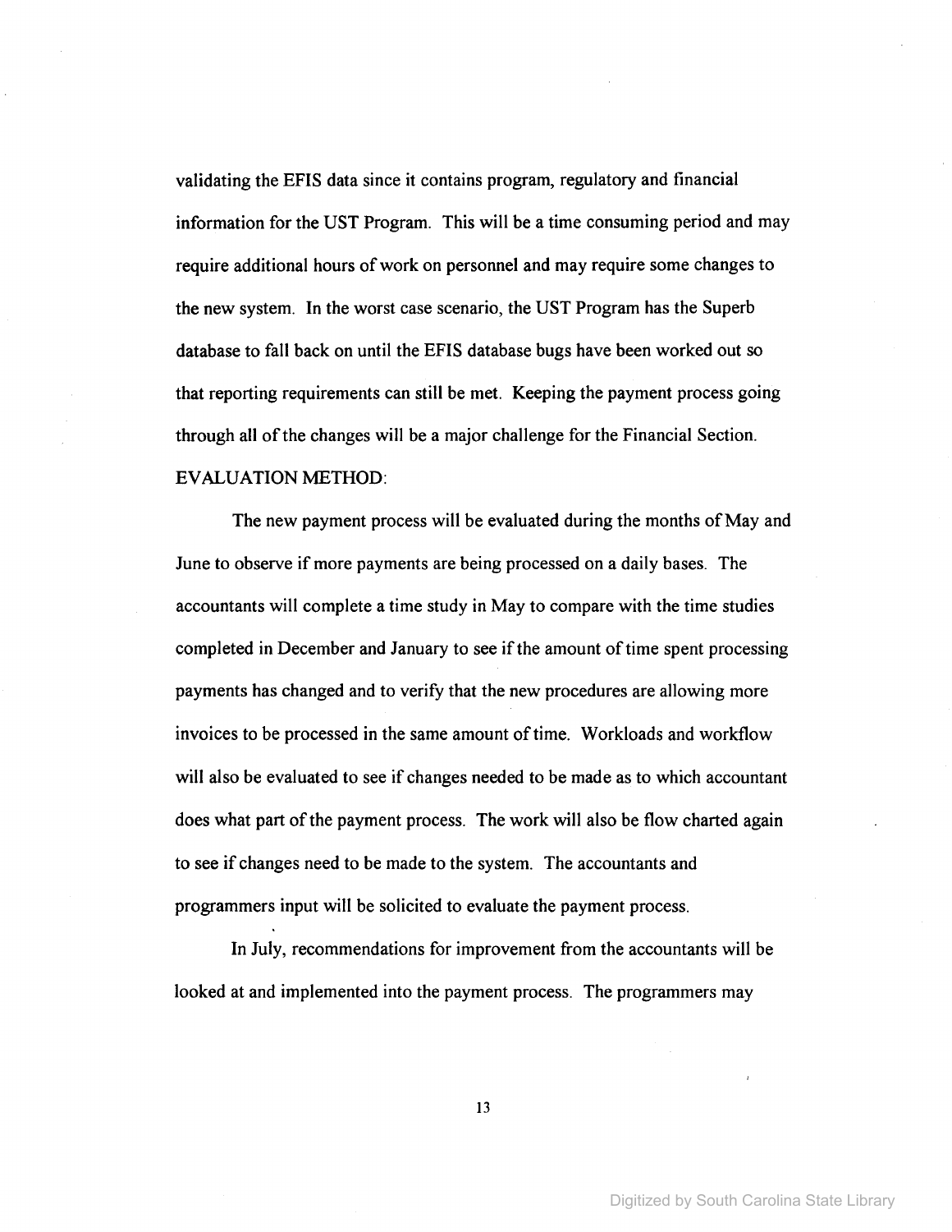validating the EFIS data since it contains program, regulatory and financial information for the UST Program. This will be a time consuming period and may require additional hours of work on personnel and may require some changes to the new system. In the worst case scenario, the UST Program has the Superb database to fall back on until the EFIS database bugs have been worked out so that reporting requirements can still be met. Keeping the payment process going through all of the changes will be a major challenge for the Financial Section.

EVALUATION METHOD:

The new payment process will be evaluated during the months of May and June to observe if more payments are being processed on a daily bases. The accountants will complete a time study in May to compare with the time studies completed in December and January to see if the amount of time spent processing payments has changed and to verify that the new procedures are allowing more invoices to be processed in the same amount of time. Workloads and workflow will also be evaluated to see if changes needed to be made as to which accountant does what part of the payment process. The work will also be flow charted again to see if changes need to be made to the system. The accountants and programmers input will be solicited to evaluate the payment process.

In July, recommendations for improvement from the accountants will be looked at and implemented into the payment process. The programmers may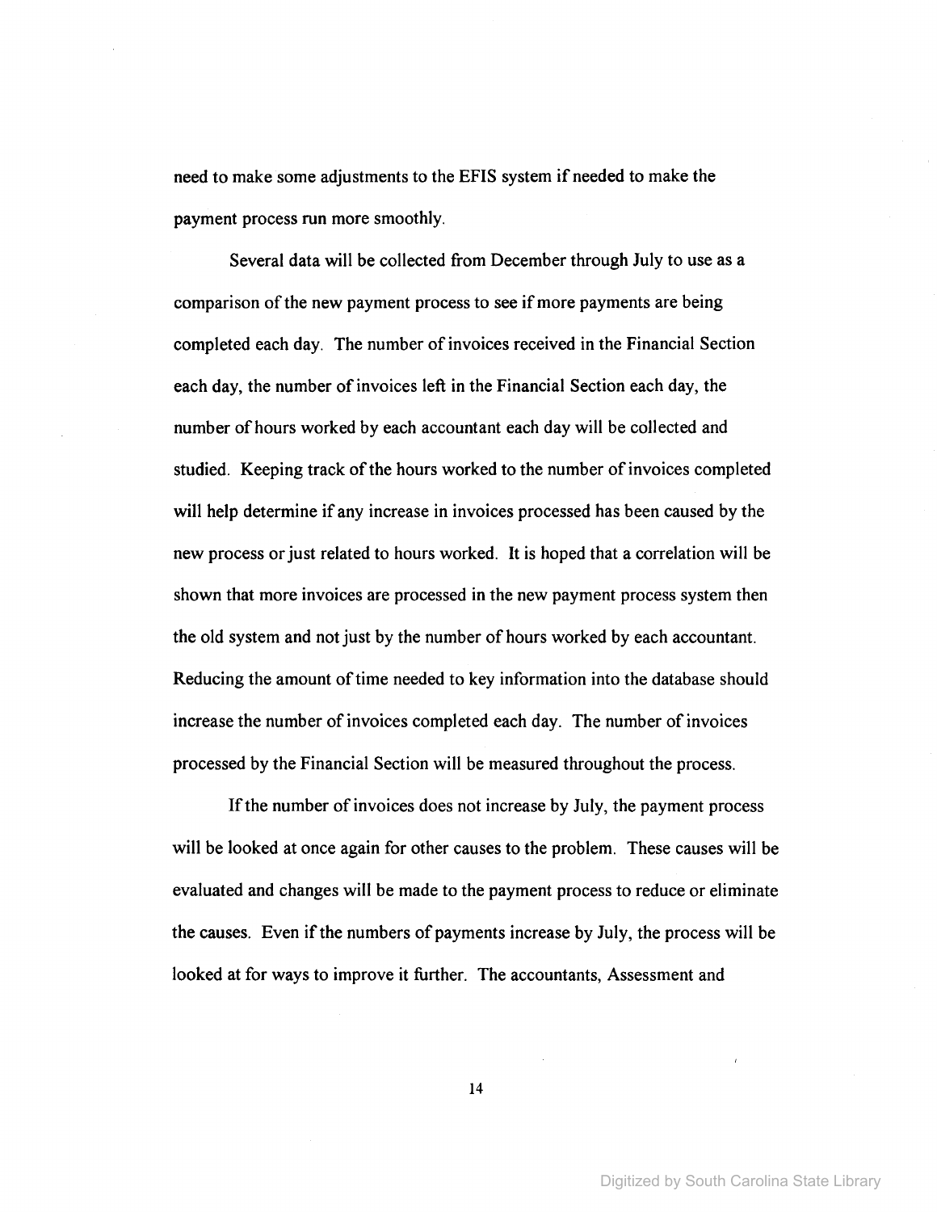need to make some adjustments to the EFIS system if needed to make the payment process run more smoothly.

Several data will be collected from December through July to use as a comparison of the new payment process to see if more payments are being completed each day. The number of invoices received in the Financial Section each day, the number of invoices left in the Financial Section each day, the number of hours worked by each accountant each day will be collected and studied. Keeping track of the hours worked to the number of invoices completed will help determine if any increase in invoices processed has been caused by the new process or just related to hours worked. It is hoped that a correlation will be shown that more invoices are processed in the new payment process system then the old system and not just by the number of hours worked by each accountant. Reducing the amount of time needed to key information into the database should increase the number of invoices completed each day. The number of invoices processed by the Financial Section will be measured throughout the process.

If the number of invoices does not increase by July, the payment process will be looked at once again for other causes to the problem. These causes will be evaluated and changes will be made to the payment process to reduce or eliminate the causes. Even if the numbers of payments increase by July, the process will be looked at for ways to improve it further. The accountants, Assessment and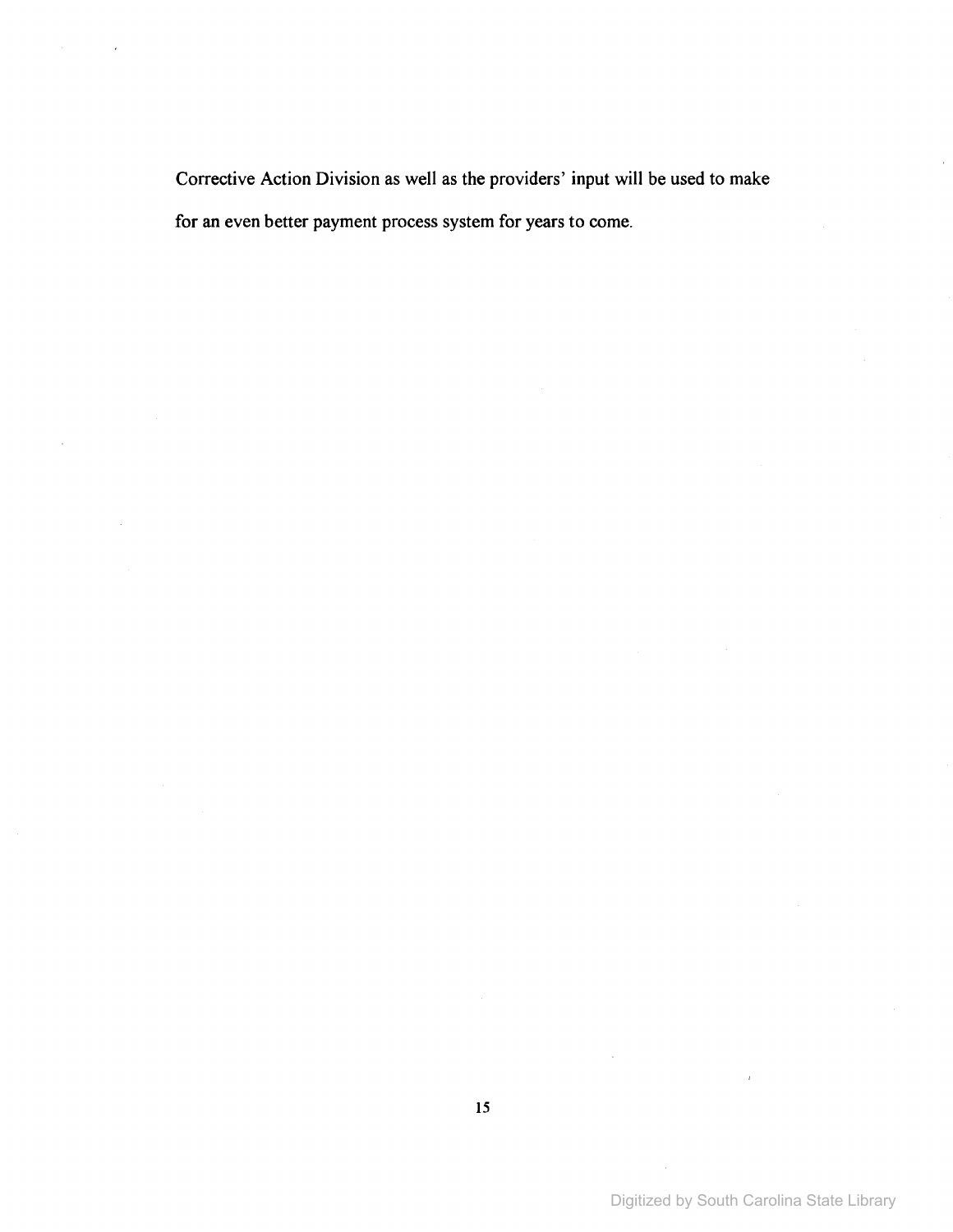Corrective Action Division as well as the providers' input will be used to make for an even better payment process system for years to come.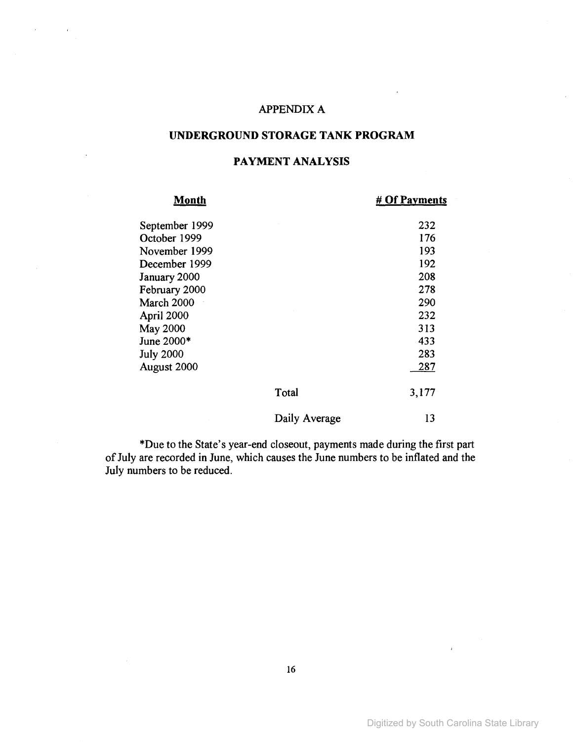# APPENDIX A

## UNDERGROUND STORAGE TANK PROGRAM

## PAYMENT ANALYSIS

| Month | | # Of Payments |
|---|---|---|
| September 1999 | | 232 |
| October 1999 | | 176 |
| November 1999 | | 193 |
| December 1999 | | 192 |
| January 2000 | | 208 |
| February 2000 | | 278 |
| March 2000 | | 290 |
| April 2000 | | 232 |
| May 2000 | | 313 |
| June 2000* | | 433 |
| July 2000 | | 283 |
| August 2000 | | 287 |
| | Total | 3,177 |
| | Daily Average | 13 |

*Due to the State's year-end closeout, payments made during the first part of July are recorded in June, which causes the June numbers to be inflated and the July numbers to be reduced.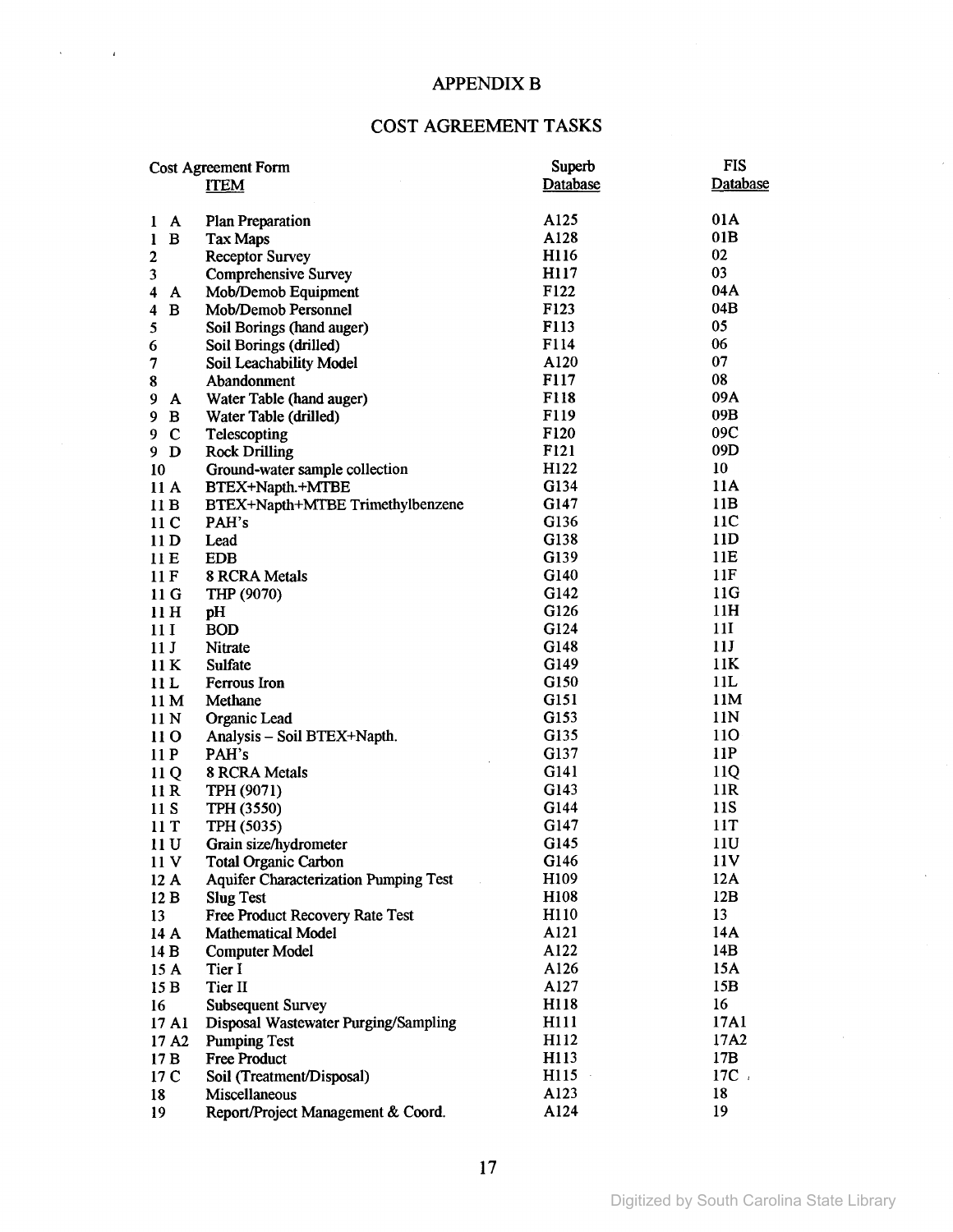# APPENDIX B

## COST AGREEMENT TASKS

| Cost Agreement Form | ITEM | Superb Database | FIS Database |
|---|---|---|---|
| 1 A | Plan Preparation | A125 | 01A |
| 1 B | Tax Maps | A128 | 01B |
| 2 | Receptor Survey | H116 | 02 |
| 3 | Comprehensive Survey | H117 | 03 |
| 4 A | Mob/Demob Equipment | F122 | 04A |
| 4 B | Mob/Demob Personnel | F123 | 04B |
| 5 | Soil Borings (hand auger) | F113 | 05 |
| 6 | Soil Borings (drilled) | F114 | 06 |
| 7 | Soil Leachability Model | A120 | 07 |
| 8 | Abandonment | F117 | 08 |
| 9 A | Water Table (hand auger) | F118 | 09A |
| 9 B | Water Table (drilled) | F119 | 09B |
| 9 C | Telescopting | F120 | 09C |
| 9 D | Rock Drilling | F121 | 09D |
| 10 | Ground-water sample collection | H122 | 10 |
| 11 A | BTEX+Napth.+MTBE | G134 | 11A |
| 11 B | BTEX+Napth+MTBE Trimethylbenzene | G147 | 11B |
| 11 C | PAH's | G136 | 11C |
| 11 D | Lead | G138 | 11D |
| 11 E | EDB | G139 | 11E |
| 11 F | 8 RCRA Metals | G140 | 11F |
| 11 G | THP (9070) | G142 | 11G |
| 11 H | pH | G126 | 11H |
| 11 I | BOD | G124 | 11I |
| 11 J | Nitrate | G148 | 11J |
| 11 K | Sulfate | G149 | 11K |
| 11 L | Ferrous Iron | G150 | 11L |
| 11 M | Methane | G151 | 11M |
| 11 N | Organic Lead | G153 | 11N |
| 11 O | Analysis – Soil BTEX+Napth. | G135 | 11O |
| 11 P | PAH's | G137 | 11P |
| 11 Q | 8 RCRA Metals | G141 | 11Q |
| 11 R | TPH (9071) | G143 | 11R |
| 11 S | TPH (3550) | G144 | 11S |
| 11 T | TPH (5035) | G147 | 11T |
| 11 U | Grain size/hydrometer | G145 | 11U |
| 11 V | Total Organic Carbon | G146 | 11V |
| 12 A | Aquifer Characterization Pumping Test | H109 | 12A |
| 12 B | Slug Test | H108 | 12B |
| 13 | Free Product Recovery Rate Test | H110 | 13 |
| 14 A | Mathematical Model | A121 | 14A |
| 14 B | Computer Model | A122 | 14B |
| 15 A | Tier I | A126 | 15A |
| 15 B | Tier II | A127 | 15B |
| 16 | Subsequent Survey | H118 | 16 |
| 17 A1 | Disposal Wastewater Purging/Sampling | H111 | 17A1 |
| 17 A2 | Pumping Test | H112 | 17A2 |
| 17 B | Free Product | H113 | 17B |
| 17 C | Soil (Treatment/Disposal) | H115 | 17C |
| 18 | Miscellaneous | A123 | 18 |
| 19 | Report/Project Management & Coord. | A124 | 19 |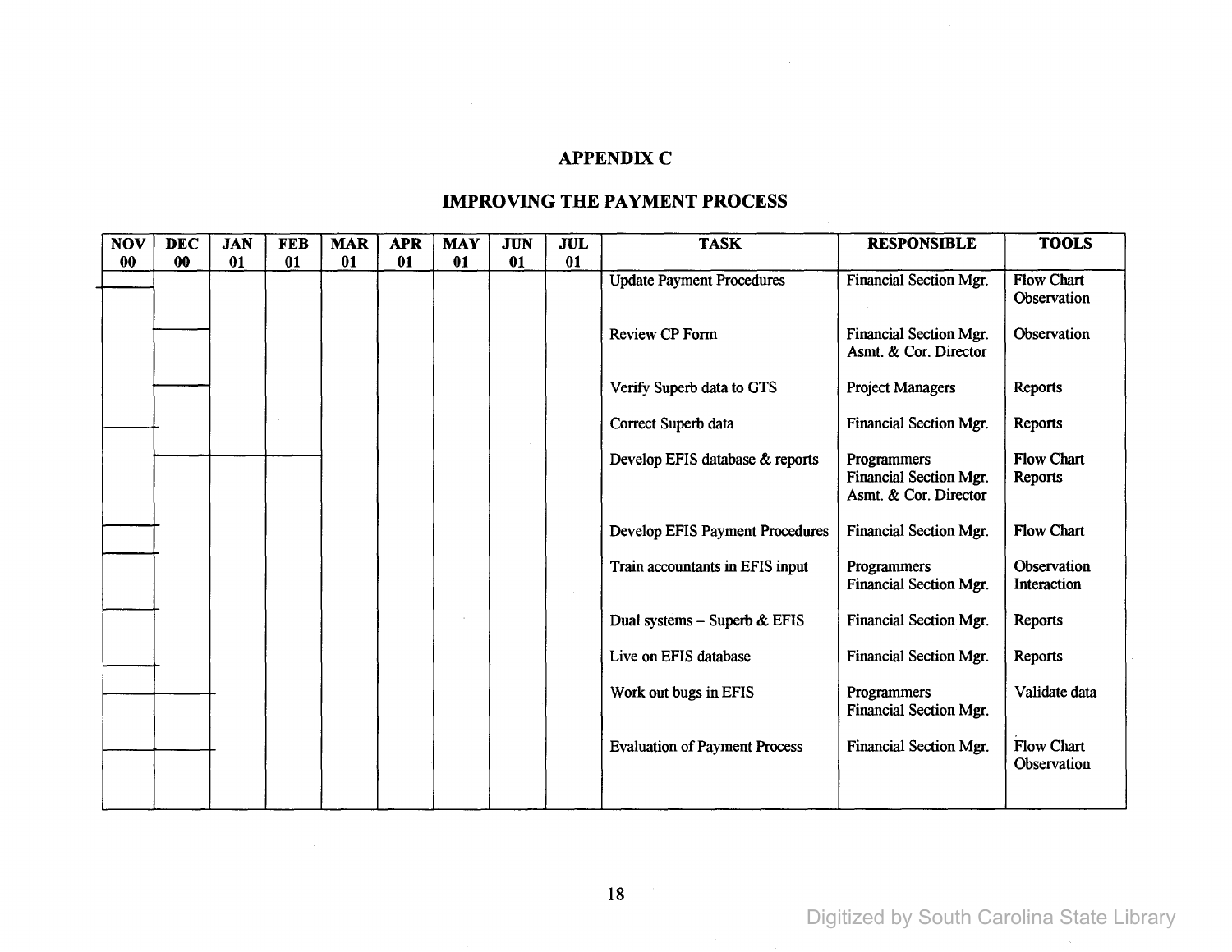# APPENDIX C

## IMPROVING THE PAYMENT PROCESS

| NOV 00 | DEC 00 | JAN 01 | FEB 01 | MAR 01 | APR 01 | MAY 01 | JUN 01 | JUL 01 | TASK | RESPONSIBLE | TOOLS |
|---|---|---|---|---|---|---|---|---|---|---|---|
| | | | | | | | | | Update Payment Procedures | Financial Section Mgr. | Flow Chart<br>Observation |
| | | | | | | | | | Review CP Form | Financial Section Mgr.<br>Asmt. & Cor. Director | Observation |
| | | | | | | | | | Verify Superb data to GTS | Project Managers | Reports |
| | | | | | | | | | Correct Superb data | Financial Section Mgr. | Reports |
| | | | | | | | | | Develop EFIS database & reports | Programmers<br>Financial Section Mgr.<br>Asmt. & Cor. Director | Flow Chart<br>Reports |
| | | | | | | | | | Develop EFIS Payment Procedures | Financial Section Mgr. | Flow Chart |
| | | | | | | | | | Train accountants in EFIS input | Programmers<br>Financial Section Mgr. | Observation<br>Interaction |
| | | | | | | | | | Dual systems – Superb & EFIS | Financial Section Mgr. | Reports |
| | | | | | | | | | Live on EFIS database | Financial Section Mgr. | Reports |
| | | | | | | | | | Work out bugs in EFIS | Programmers<br>Financial Section Mgr. | Validate data |
| | | | | | | | | | Evaluation of Payment Process | Financial Section Mgr. | Flow Chart<br>Observation |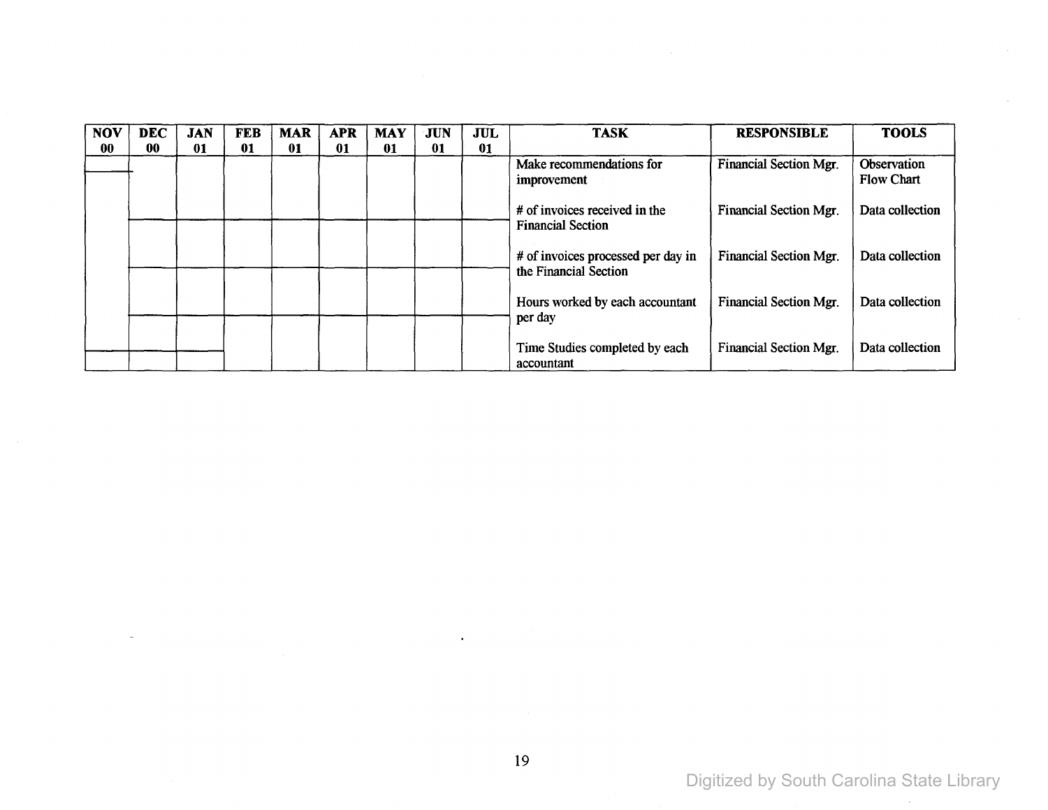| NOV 00 | DEC 00 | JAN 01 | FEB 01 | MAR 01 | APR 01 | MAY 01 | JUN 01 | JUL 01 | TASK | RESPONSIBLE | TOOLS |
|---|---|---|---|---|---|---|---|---|---|---|---|
| | | | | | | | | | Make recommendations for improvement | Financial Section Mgr. | Observation Flow Chart |
| | | | | | | | | | # of invoices received in the Financial Section | Financial Section Mgr. | Data collection |
| | | | | | | | | | # of invoices processed per day in the Financial Section | Financial Section Mgr. | Data collection |
| | | | | | | | | | Hours worked by each accountant per day | Financial Section Mgr. | Data collection |
| | | | | | | | | | Time Studies completed by each accountant | Financial Section Mgr. | Data collection |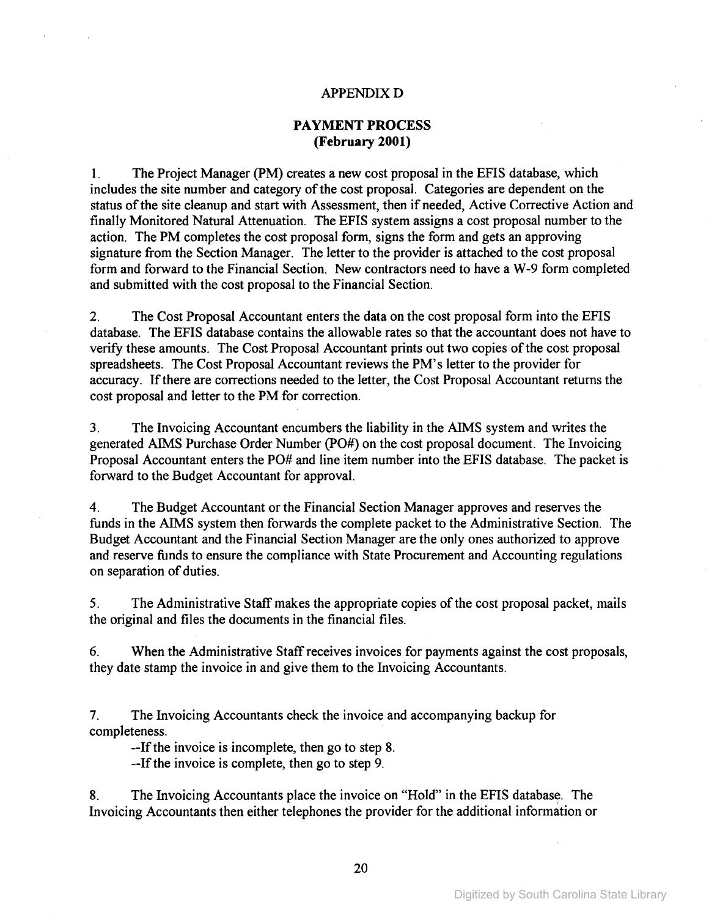# APPENDIX D

## PAYMENT PROCESS
## (February 2001)

1. The Project Manager (PM) creates a new cost proposal in the EFIS database, which includes the site number and category of the cost proposal. Categories are dependent on the status of the site cleanup and start with Assessment, then if needed, Active Corrective Action and finally Monitored Natural Attenuation. The EFIS system assigns a cost proposal number to the action. The PM completes the cost proposal form, signs the form and gets an approving signature from the Section Manager. The letter to the provider is attached to the cost proposal form and forward to the Financial Section. New contractors need to have a W-9 form completed and submitted with the cost proposal to the Financial Section.

2. The Cost Proposal Accountant enters the data on the cost proposal form into the EFIS database. The EFIS database contains the allowable rates so that the accountant does not have to verify these amounts. The Cost Proposal Accountant prints out two copies of the cost proposal spreadsheets. The Cost Proposal Accountant reviews the PM's letter to the provider for accuracy. If there are corrections needed to the letter, the Cost Proposal Accountant returns the cost proposal and letter to the PM for correction.

3. The Invoicing Accountant encumbers the liability in the AIMS system and writes the generated AIMS Purchase Order Number (PO#) on the cost proposal document. The Invoicing Proposal Accountant enters the PO# and line item number into the EFIS database. The packet is forward to the Budget Accountant for approval.

4. The Budget Accountant or the Financial Section Manager approves and reserves the funds in the AIMS system then forwards the complete packet to the Administrative Section. The Budget Accountant and the Financial Section Manager are the only ones authorized to approve and reserve funds to ensure the compliance with State Procurement and Accounting regulations on separation of duties.

5. The Administrative Staff makes the appropriate copies of the cost proposal packet, mails the original and files the documents in the financial files.

6. When the Administrative Staff receives invoices for payments against the cost proposals, they date stamp the invoice in and give them to the Invoicing Accountants.

7. The Invoicing Accountants check the invoice and accompanying backup for completeness.

   --If the invoice is incomplete, then go to step 8.

   --If the invoice is complete, then go to step 9.

8. The Invoicing Accountants place the invoice on "Hold" in the EFIS database. The Invoicing Accountants then either telephones the provider for the additional information or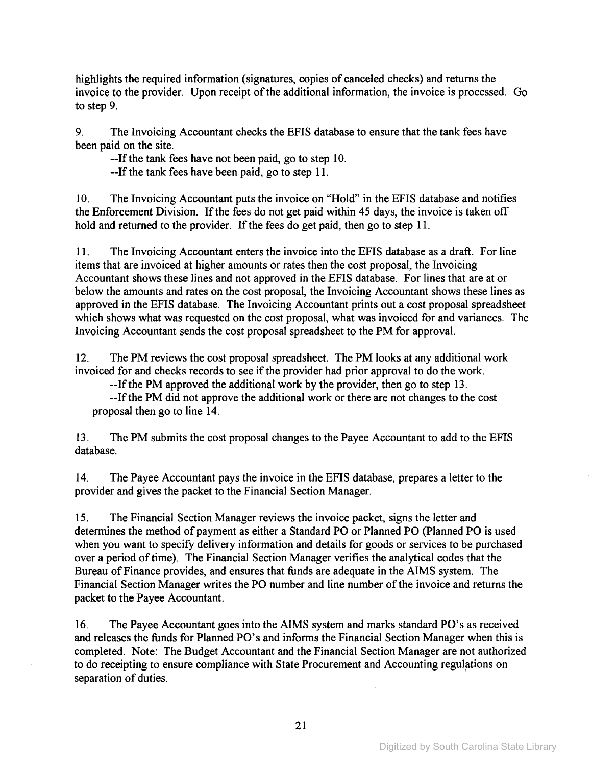highlights the required information (signatures, copies of canceled checks) and returns the invoice to the provider. Upon receipt of the additional information, the invoice is processed. Go to step 9.

9. The Invoicing Accountant checks the EFIS database to ensure that the tank fees have been paid on the site.

--If the tank fees have not been paid, go to step 10.

--If the tank fees have been paid, go to step 11.

10. The Invoicing Accountant puts the invoice on "Hold" in the EFIS database and notifies the Enforcement Division. If the fees do not get paid within 45 days, the invoice is taken off hold and returned to the provider. If the fees do get paid, then go to step 11.

11. The Invoicing Accountant enters the invoice into the EFIS database as a draft. For line items that are invoiced at higher amounts or rates then the cost proposal, the Invoicing Accountant shows these lines and not approved in the EFIS database. For lines that are at or below the amounts and rates on the cost proposal, the Invoicing Accountant shows these lines as approved in the EFIS database. The Invoicing Accountant prints out a cost proposal spreadsheet which shows what was requested on the cost proposal, what was invoiced for and variances. The Invoicing Accountant sends the cost proposal spreadsheet to the PM for approval.

12. The PM reviews the cost proposal spreadsheet. The PM looks at any additional work invoiced for and checks records to see if the provider had prior approval to do the work.

--If the PM approved the additional work by the provider, then go to step 13.

--If the PM did not approve the additional work or there are not changes to the cost proposal then go to line 14.

13. The PM submits the cost proposal changes to the Payee Accountant to add to the EFIS database.

14. The Payee Accountant pays the invoice in the EFIS database, prepares a letter to the provider and gives the packet to the Financial Section Manager.

15. The Financial Section Manager reviews the invoice packet, signs the letter and determines the method of payment as either a Standard PO or Planned PO (Planned PO is used when you want to specify delivery information and details for goods or services to be purchased over a period of time). The Financial Section Manager verifies the analytical codes that the Bureau of Finance provides, and ensures that funds are adequate in the AIMS system. The Financial Section Manager writes the PO number and line number of the invoice and returns the packet to the Payee Accountant.

16. The Payee Accountant goes into the AIMS system and marks standard PO's as received and releases the funds for Planned PO's and informs the Financial Section Manager when this is completed. Note: The Budget Accountant and the Financial Section Manager are not authorized to do receipting to ensure compliance with State Procurement and Accounting regulations on separation of duties.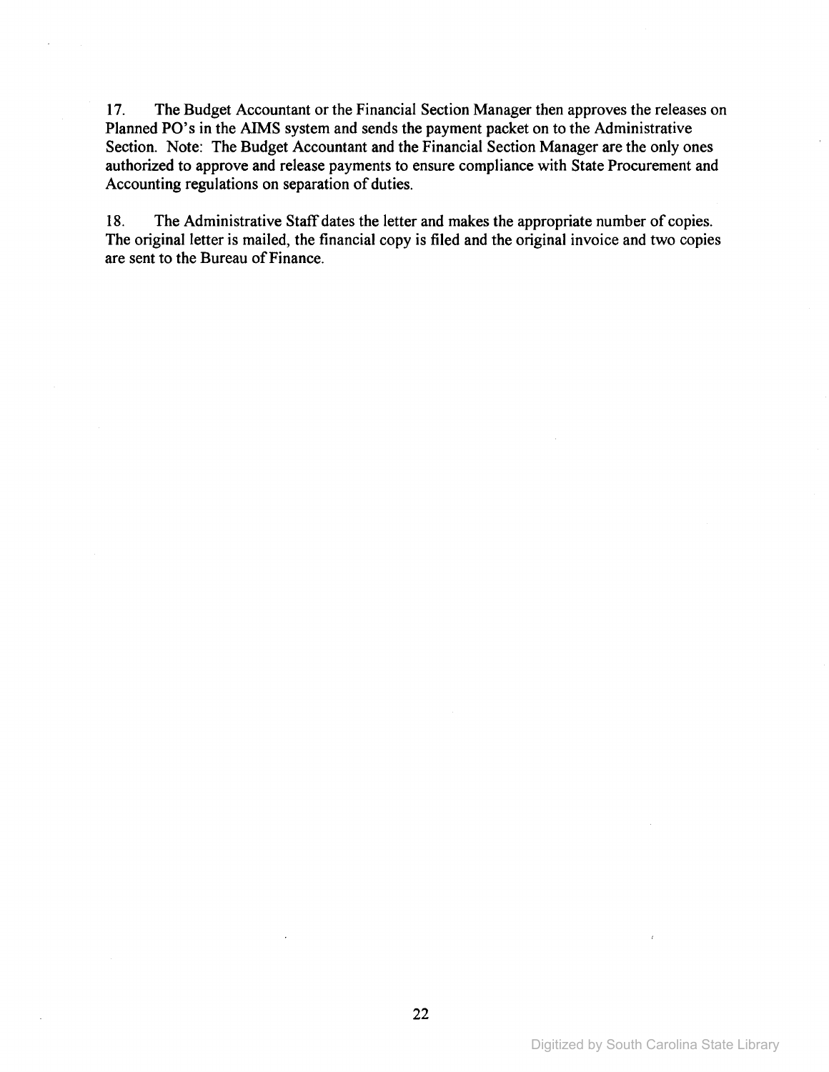17. The Budget Accountant or the Financial Section Manager then approves the releases on Planned PO's in the AIMS system and sends the payment packet on to the Administrative Section. Note: The Budget Accountant and the Financial Section Manager are the only ones authorized to approve and release payments to ensure compliance with State Procurement and Accounting regulations on separation of duties.

18. The Administrative Staff dates the letter and makes the appropriate number of copies. The original letter is mailed, the financial copy is filed and the original invoice and two copies are sent to the Bureau of Finance.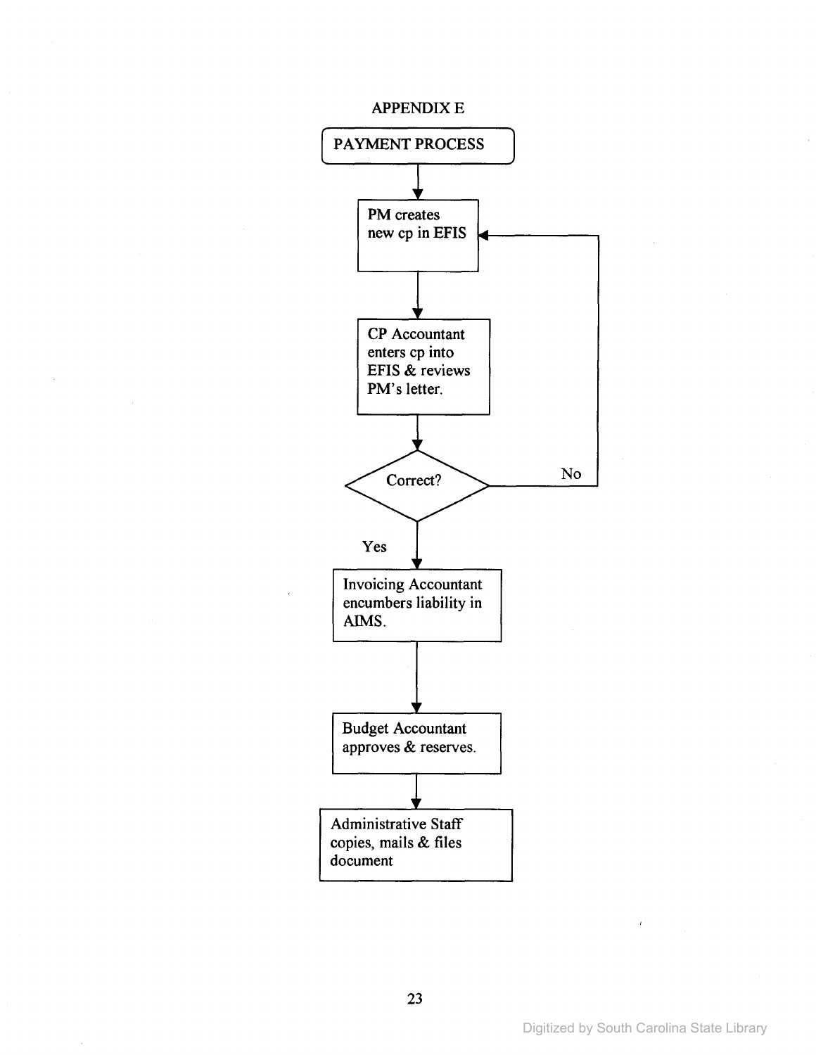# APPENDIX E

**PAYMENT PROCESS**

1. PM creates new cp in EFIS
2. CP Accountant enters cp into EFIS & reviews PM's letter.
3. Correct?
   - No → return to "PM creates new cp in EFIS"
   - Yes → continue
4. Invoicing Accountant encumbers liability in AIMS.
5. Budget Accountant approves & reserves.
6. Administrative Staff copies, mails & files document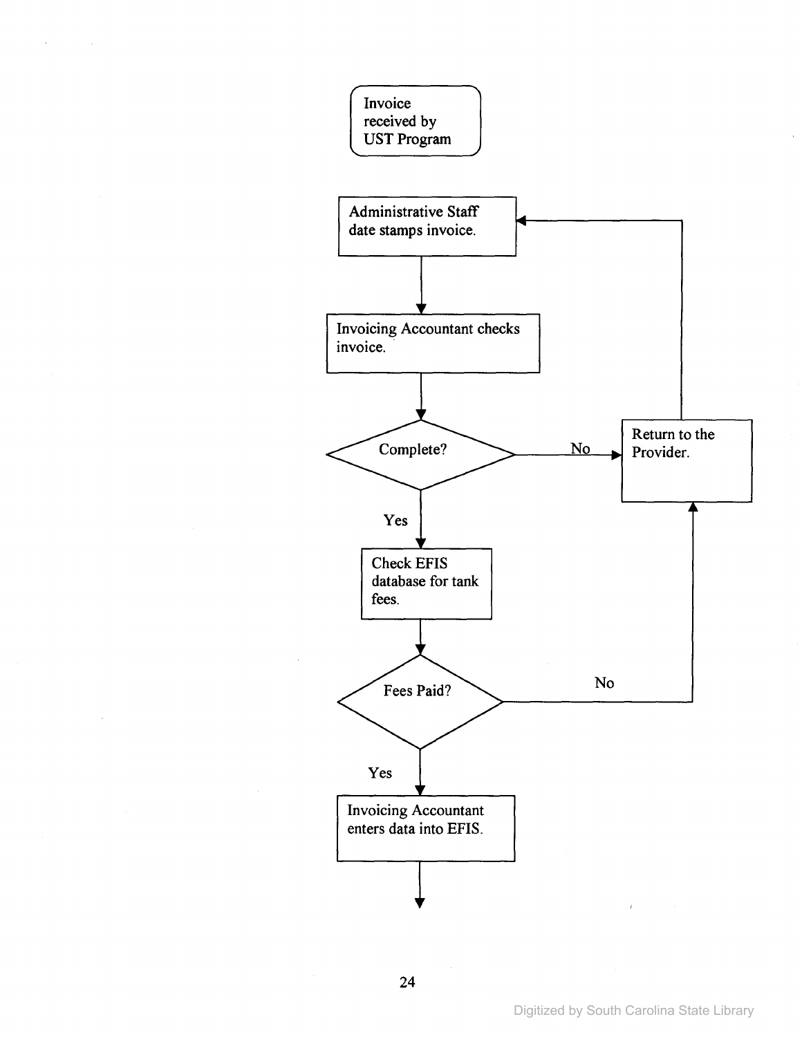Invoice received by UST Program

Administrative Staff date stamps invoice.

Invoicing Accountant checks invoice.

Complete?

No → Return to the Provider.

Yes

Check EFIS database for tank fees.

Fees Paid?

No → Return to the Provider.

Yes

Invoicing Accountant enters data into EFIS.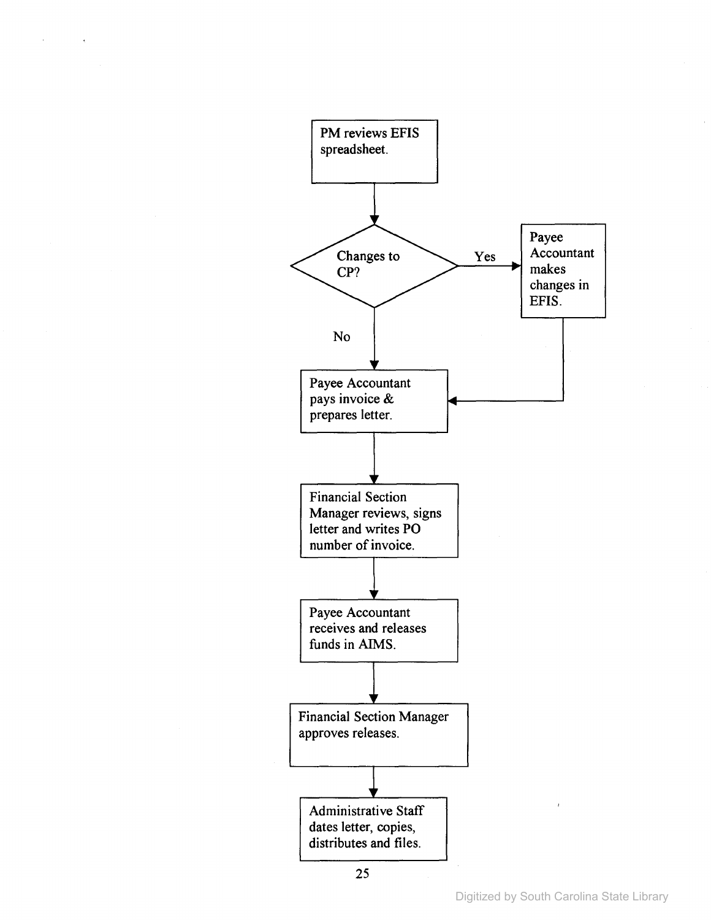PM reviews EFIS spreadsheet.

Changes to CP?

Yes → Payee Accountant makes changes in EFIS.

No

Payee Accountant pays invoice & prepares letter.

Financial Section Manager reviews, signs letter and writes PO number of invoice.

Payee Accountant receives and releases funds in AIMS.

Financial Section Manager approves releases.

Administrative Staff dates letter, copies, distributes and files.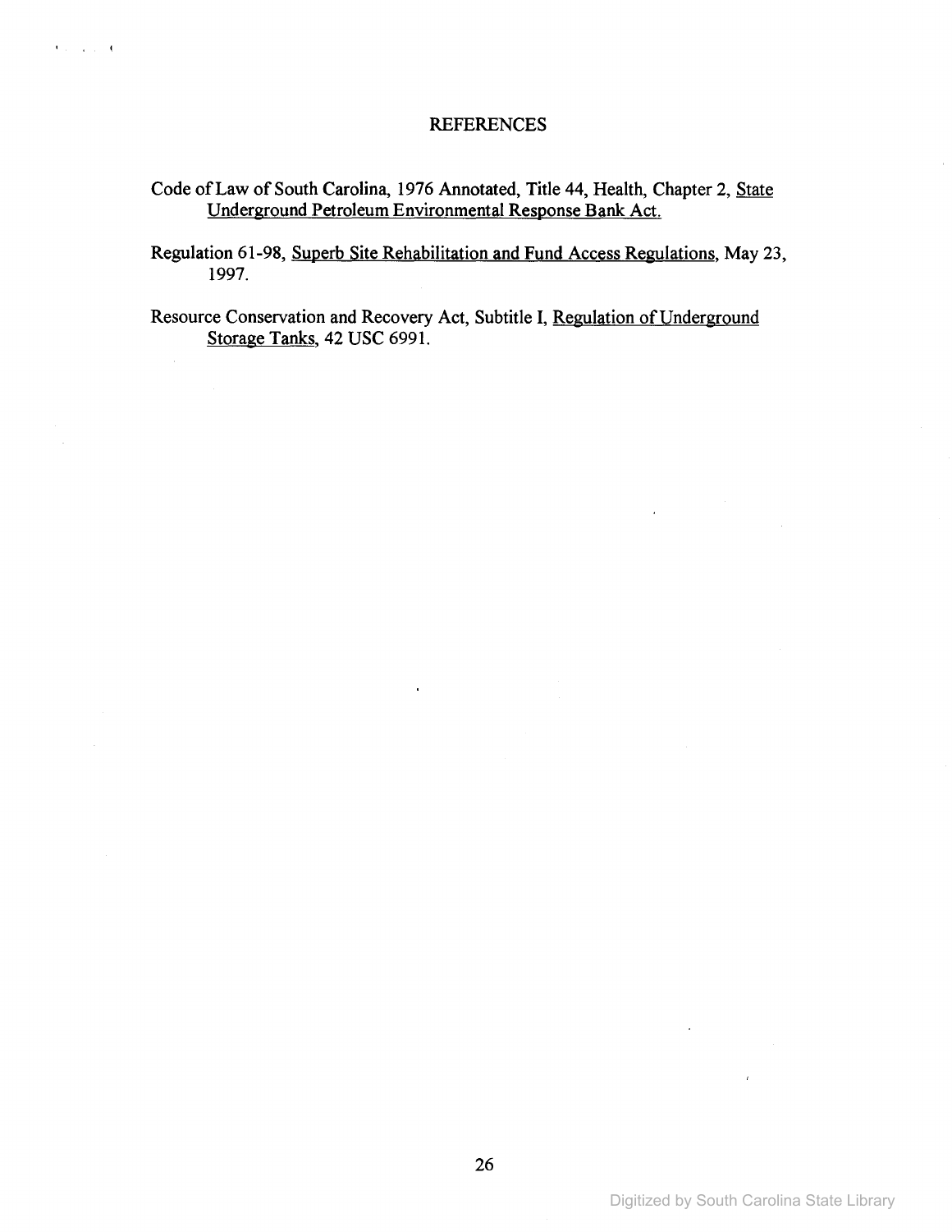# REFERENCES

Code of Law of South Carolina, 1976 Annotated, Title 44, Health, Chapter 2, State Underground Petroleum Environmental Response Bank Act.

Regulation 61-98, Superb Site Rehabilitation and Fund Access Regulations, May 23, 1997.

Resource Conservation and Recovery Act, Subtitle I, Regulation of Underground Storage Tanks, 42 USC 6991.